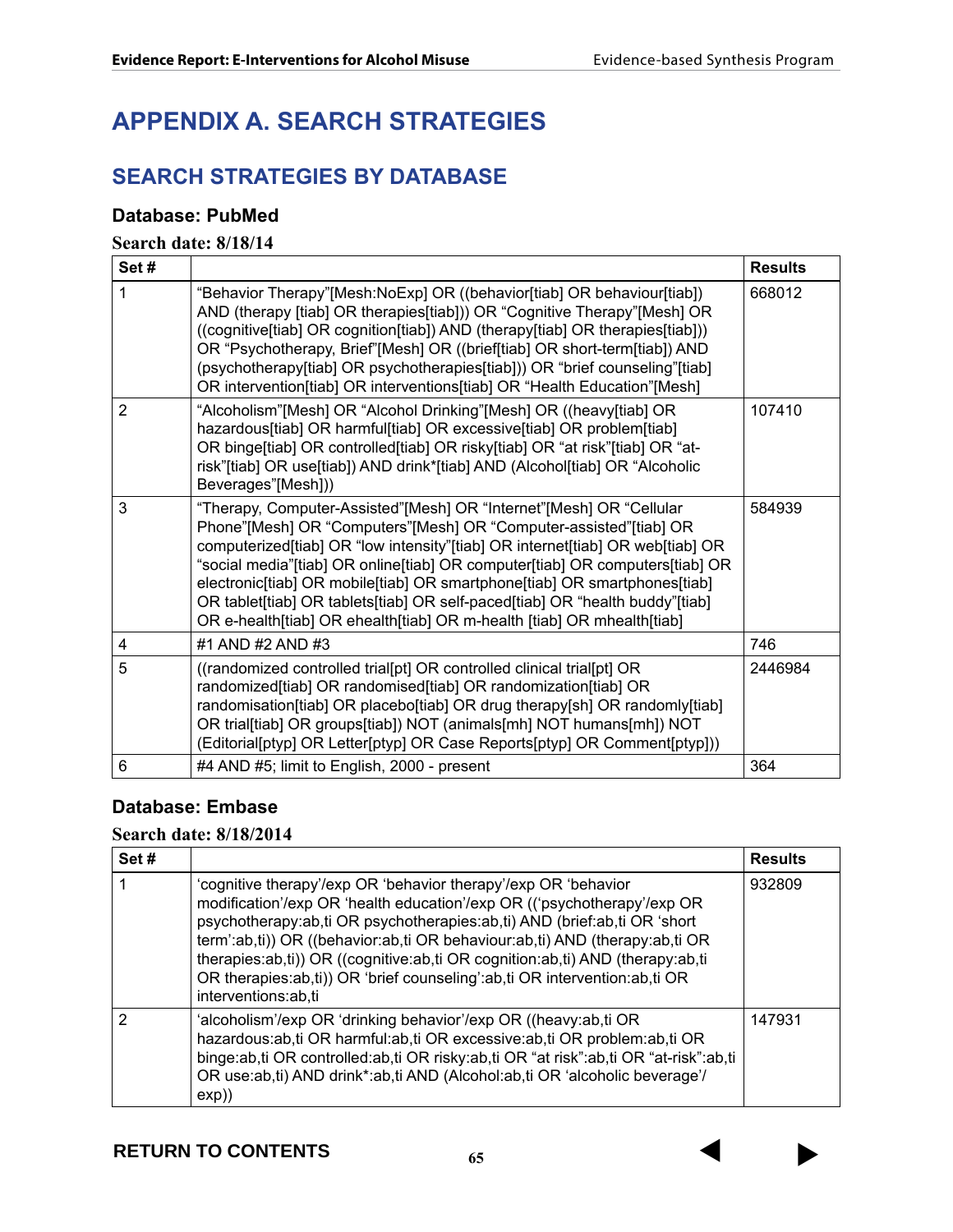# APPENDIX A. SEARCH STRATEGIES

## SEARCH STRATEGIES BY DATABASE

### Database: PubMed

**Search date: 8/18/14**

| Set # | | Results |
|---|---|---|
| 1 | "Behavior Therapy"[Mesh:NoExp] OR ((behavior[tiab] OR behaviour[tiab]) AND (therapy [tiab] OR therapies[tiab])) OR "Cognitive Therapy"[Mesh] OR ((cognitive[tiab] OR cognition[tiab]) AND (therapy[tiab] OR therapies[tiab])) OR "Psychotherapy, Brief"[Mesh] OR ((brief[tiab] OR short-term[tiab]) AND (psychotherapy[tiab] OR psychotherapies[tiab])) OR "brief counseling"[tiab] OR intervention[tiab] OR interventions[tiab] OR "Health Education"[Mesh] | 668012 |
| 2 | "Alcoholism"[Mesh] OR "Alcohol Drinking"[Mesh] OR ((heavy[tiab] OR hazardous[tiab] OR harmful[tiab] OR excessive[tiab] OR problem[tiab] OR binge[tiab] OR controlled[tiab] OR risky[tiab] OR "at risk"[tiab] OR "at-risk"[tiab] OR use[tiab]) AND drink*[tiab] AND (Alcohol[tiab] OR "Alcoholic Beverages"[Mesh])) | 107410 |
| 3 | "Therapy, Computer-Assisted"[Mesh] OR "Internet"[Mesh] OR "Cellular Phone"[Mesh] OR "Computers"[Mesh] OR "Computer-assisted"[tiab] OR computerized[tiab] OR "low intensity"[tiab] OR internet[tiab] OR web[tiab] OR "social media"[tiab] OR online[tiab] OR computer[tiab] OR computers[tiab] OR electronic[tiab] OR mobile[tiab] OR smartphone[tiab] OR smartphones[tiab] OR tablet[tiab] OR tablets[tiab] OR self-paced[tiab] OR "health buddy"[tiab] OR e-health[tiab] OR ehealth[tiab] OR m-health [tiab] OR mhealth[tiab] | 584939 |
| 4 | #1 AND #2 AND #3 | 746 |
| 5 | ((randomized controlled trial[pt] OR controlled clinical trial[pt] OR randomized[tiab] OR randomised[tiab] OR randomization[tiab] OR randomisation[tiab] OR placebo[tiab] OR drug therapy[sh] OR randomly[tiab] OR trial[tiab] OR groups[tiab]) NOT (animals[mh] NOT humans[mh]) NOT (Editorial[ptyp] OR Letter[ptyp] OR Case Reports[ptyp] OR Comment[ptyp])) | 2446984 |
| 6 | #4 AND #5; limit to English, 2000 - present | 364 |

### Database: Embase

**Search date: 8/18/2014**

| Set # | | Results |
|---|---|---|
| 1 | 'cognitive therapy'/exp OR 'behavior therapy'/exp OR 'behavior modification'/exp OR 'health education'/exp OR (('psychotherapy'/exp OR psychotherapy:ab,ti OR psychotherapies:ab,ti) AND (brief:ab,ti OR 'short term':ab,ti)) OR ((behavior:ab,ti OR behaviour:ab,ti) AND (therapy:ab,ti OR therapies:ab,ti)) OR ((cognitive:ab,ti OR cognition:ab,ti) AND (therapy:ab,ti OR therapies:ab,ti)) OR 'brief counseling':ab,ti OR intervention:ab,ti OR interventions:ab,ti | 932809 |
| 2 | 'alcoholism'/exp OR 'drinking behavior'/exp OR ((heavy:ab,ti OR hazardous:ab,ti OR harmful:ab,ti OR excessive:ab,ti OR problem:ab,ti OR binge:ab,ti OR controlled:ab,ti OR risky:ab,ti OR "at risk":ab,ti OR "at-risk":ab,ti OR use:ab,ti) AND drink*:ab,ti AND (Alcohol:ab,ti OR 'alcoholic beverage'/exp)) | 147931 |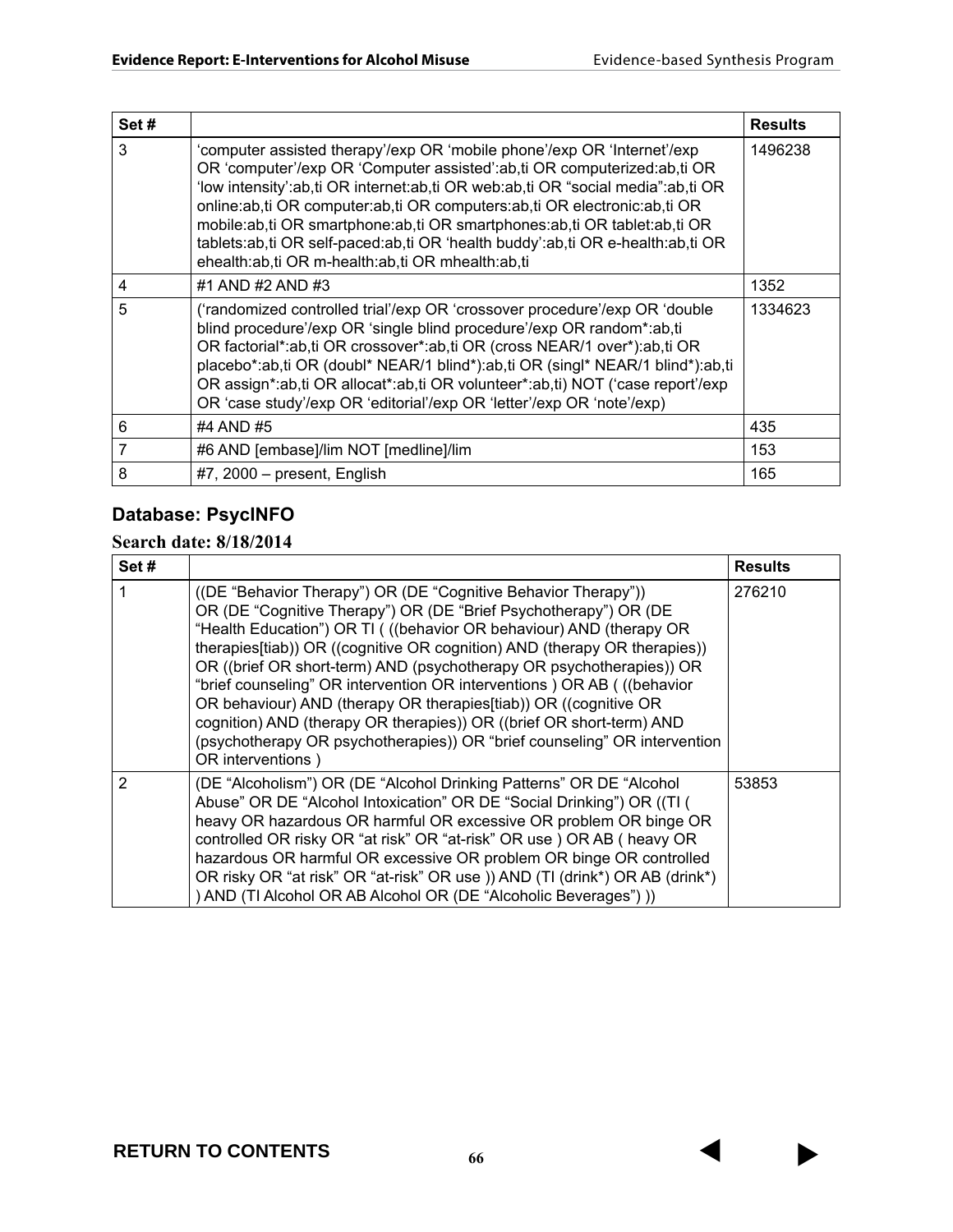| Set # | | Results |
|---|---|---|
| 3 | 'computer assisted therapy'/exp OR 'mobile phone'/exp OR 'Internet'/exp OR 'computer'/exp OR 'Computer assisted':ab,ti OR computerized:ab,ti OR 'low intensity':ab,ti OR internet:ab,ti OR web:ab,ti OR "social media":ab,ti OR online:ab,ti OR computer:ab,ti OR computers:ab,ti OR electronic:ab,ti OR mobile:ab,ti OR smartphone:ab,ti OR smartphones:ab,ti OR tablet:ab,ti OR tablets:ab,ti OR self-paced:ab,ti OR 'health buddy':ab,ti OR e-health:ab,ti OR ehealth:ab,ti OR m-health:ab,ti OR mhealth:ab,ti | 1496238 |
| 4 | #1 AND #2 AND #3 | 1352 |
| 5 | ('randomized controlled trial'/exp OR 'crossover procedure'/exp OR 'double blind procedure'/exp OR 'single blind procedure'/exp OR random*:ab,ti OR factorial*:ab,ti OR crossover*:ab,ti OR (cross NEAR/1 over*):ab,ti OR placebo*:ab,ti OR (doubl* NEAR/1 blind*):ab,ti OR (singl* NEAR/1 blind*):ab,ti OR assign*:ab,ti OR allocat*:ab,ti OR volunteer*:ab,ti) NOT ('case report'/exp OR 'case study'/exp OR 'editorial'/exp OR 'letter'/exp OR 'note'/exp) | 1334623 |
| 6 | #4 AND #5 | 435 |
| 7 | #6 AND [embase]/lim NOT [medline]/lim | 153 |
| 8 | #7, 2000 – present, English | 165 |

### Database: PsycINFO

**Search date: 8/18/2014**

| Set # | | Results |
|---|---|---|
| 1 | ((DE "Behavior Therapy") OR (DE "Cognitive Behavior Therapy")) OR (DE "Cognitive Therapy") OR (DE "Brief Psychotherapy") OR (DE "Health Education") OR TI ( ((behavior OR behaviour) AND (therapy OR therapies[tiab)) OR ((cognitive OR cognition) AND (therapy OR therapies)) OR ((brief OR short-term) AND (psychotherapy OR psychotherapies)) OR "brief counseling" OR intervention OR interventions ) OR AB ( ((behavior OR behaviour) AND (therapy OR therapies[tiab)) OR ((cognitive OR cognition) AND (therapy OR therapies)) OR ((brief OR short-term) AND (psychotherapy OR psychotherapies)) OR "brief counseling" OR intervention OR interventions ) | 276210 |
| 2 | (DE "Alcoholism") OR (DE "Alcohol Drinking Patterns" OR DE "Alcohol Abuse" OR DE "Alcohol Intoxication" OR DE "Social Drinking") OR ((TI ( heavy OR hazardous OR harmful OR excessive OR problem OR binge OR controlled OR risky OR "at risk" OR "at-risk" OR use ) OR AB ( heavy OR hazardous OR harmful OR excessive OR problem OR binge OR controlled OR risky OR "at risk" OR "at-risk" OR use )) AND (TI (drink*) OR AB (drink*) ) AND (TI Alcohol OR AB Alcohol OR (DE "Alcoholic Beverages") )) | 53853 |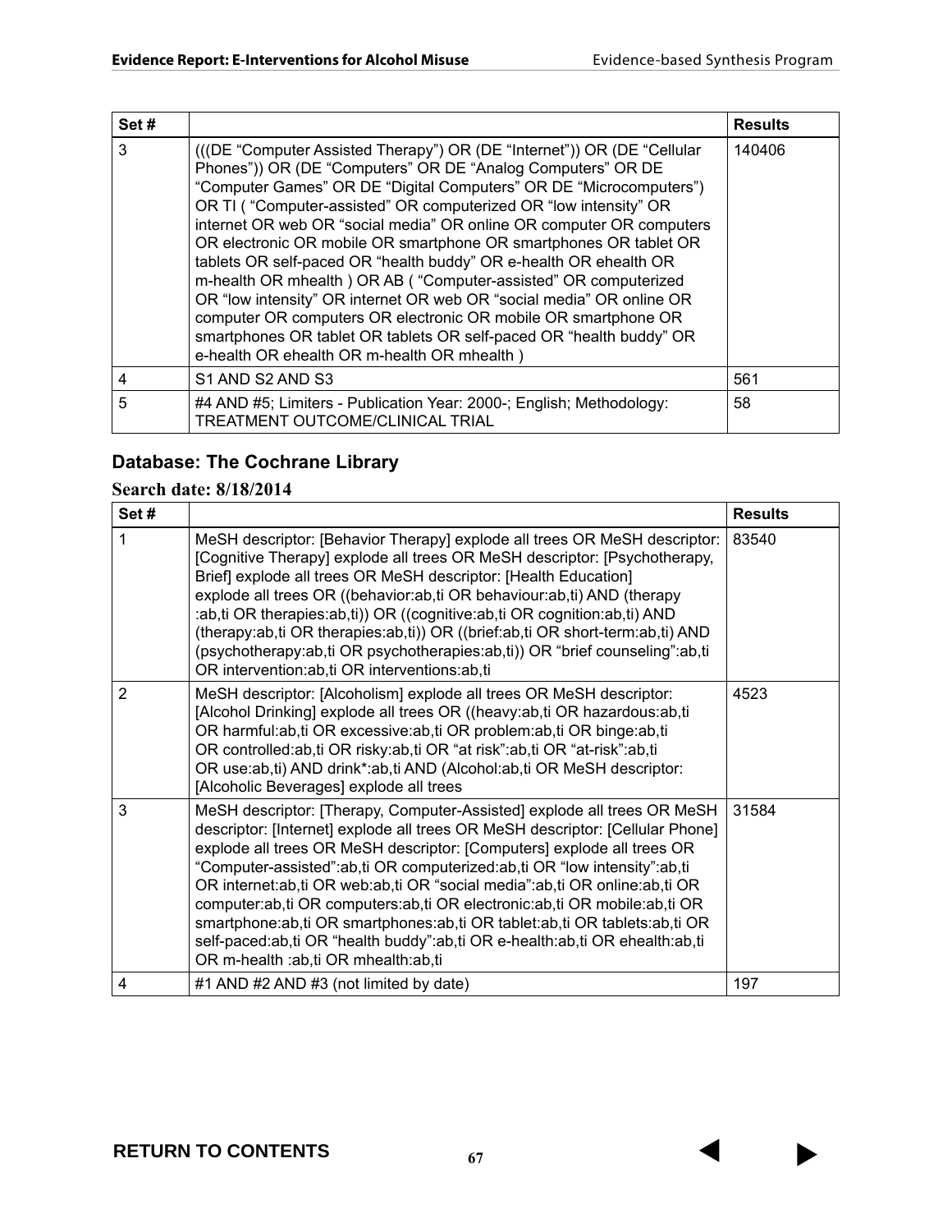| Set # | | Results |
|---|---|---|
| 3 | (((DE "Computer Assisted Therapy") OR (DE "Internet")) OR (DE "Cellular Phones")) OR (DE "Computers" OR DE "Analog Computers" OR DE "Computer Games" OR DE "Digital Computers" OR DE "Microcomputers") OR TI ( "Computer-assisted" OR computerized OR "low intensity" OR internet OR web OR "social media" OR online OR computer OR computers OR electronic OR mobile OR smartphone OR smartphones OR tablet OR tablets OR self-paced OR "health buddy" OR e-health OR ehealth OR m-health OR mhealth ) OR AB ( "Computer-assisted" OR computerized OR "low intensity" OR internet OR web OR "social media" OR online OR computer OR computers OR electronic OR mobile OR smartphone OR smartphones OR tablet OR tablets OR self-paced OR "health buddy" OR e-health OR ehealth OR m-health OR mhealth ) | 140406 |
| 4 | S1 AND S2 AND S3 | 561 |
| 5 | #4 AND #5; Limiters - Publication Year: 2000-; English; Methodology: TREATMENT OUTCOME/CLINICAL TRIAL | 58 |

## Database: The Cochrane Library

### Search date: 8/18/2014

| Set # | | Results |
|---|---|---|
| 1 | MeSH descriptor: [Behavior Therapy] explode all trees OR MeSH descriptor: [Cognitive Therapy] explode all trees OR MeSH descriptor: [Psychotherapy, Brief] explode all trees OR MeSH descriptor: [Health Education] explode all trees OR ((behavior:ab,ti OR behaviour:ab,ti) AND (therapy :ab,ti OR therapies:ab,ti)) OR ((cognitive:ab,ti OR cognition:ab,ti) AND (therapy:ab,ti OR therapies:ab,ti)) OR ((brief:ab,ti OR short-term:ab,ti) AND (psychotherapy:ab,ti OR psychotherapies:ab,ti)) OR "brief counseling":ab,ti OR intervention:ab,ti OR interventions:ab,ti | 83540 |
| 2 | MeSH descriptor: [Alcoholism] explode all trees OR MeSH descriptor: [Alcohol Drinking] explode all trees OR ((heavy:ab,ti OR hazardous:ab,ti OR harmful:ab,ti OR excessive:ab,ti OR problem:ab,ti OR binge:ab,ti OR controlled:ab,ti OR risky:ab,ti OR "at risk":ab,ti OR "at-risk":ab,ti OR use:ab,ti) AND drink*:ab,ti AND (Alcohol:ab,ti OR MeSH descriptor: [Alcoholic Beverages] explode all trees | 4523 |
| 3 | MeSH descriptor: [Therapy, Computer-Assisted] explode all trees OR MeSH descriptor: [Internet] explode all trees OR MeSH descriptor: [Cellular Phone] explode all trees OR MeSH descriptor: [Computers] explode all trees OR "Computer-assisted":ab,ti OR computerized:ab,ti OR "low intensity":ab,ti OR internet:ab,ti OR web:ab,ti OR "social media":ab,ti OR online:ab,ti OR computer:ab,ti OR computers:ab,ti OR electronic:ab,ti OR mobile:ab,ti OR smartphone:ab,ti OR smartphones:ab,ti OR tablet:ab,ti OR tablets:ab,ti OR self-paced:ab,ti OR "health buddy":ab,ti OR e-health:ab,ti OR ehealth:ab,ti OR m-health :ab,ti OR mhealth:ab,ti | 31584 |
| 4 | #1 AND #2 AND #3 (not limited by date) | 197 |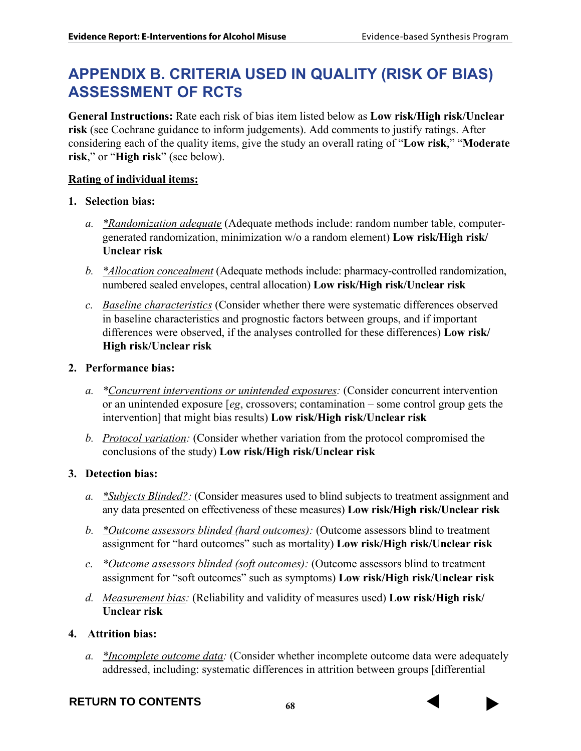# APPENDIX B. CRITERIA USED IN QUALITY (RISK OF BIAS) ASSESSMENT OF RCTS

**General Instructions:** Rate each risk of bias item listed below as **Low risk/High risk/Unclear risk** (see Cochrane guidance to inform judgements). Add comments to justify ratings. After considering each of the quality items, give the study an overall rating of "**Low risk**," "**Moderate risk**," or "**High risk**" (see below).

**Rating of individual items:**

1. **Selection bias:**
   a. *\*Randomization adequate* (Adequate methods include: random number table, computer-generated randomization, minimization w/o a random element) **Low risk/High risk/Unclear risk**
   b. *\*Allocation concealment* (Adequate methods include: pharmacy-controlled randomization, numbered sealed envelopes, central allocation) **Low risk/High risk/Unclear risk**
   c. *Baseline characteristics* (Consider whether there were systematic differences observed in baseline characteristics and prognostic factors between groups, and if important differences were observed, if the analyses controlled for these differences) **Low risk/High risk/Unclear risk**

2. **Performance bias:**
   a. *\*Concurrent interventions or unintended exposures:* (Consider concurrent intervention or an unintended exposure [*eg*, crossovers; contamination – some control group gets the intervention] that might bias results) **Low risk/High risk/Unclear risk**
   b. *Protocol variation:* (Consider whether variation from the protocol compromised the conclusions of the study) **Low risk/High risk/Unclear risk**

3. **Detection bias:**
   a. *\*Subjects Blinded?:* (Consider measures used to blind subjects to treatment assignment and any data presented on effectiveness of these measures) **Low risk/High risk/Unclear risk**
   b. *\*Outcome assessors blinded (hard outcomes):* (Outcome assessors blind to treatment assignment for "hard outcomes" such as mortality) **Low risk/High risk/Unclear risk**
   c. *\*Outcome assessors blinded (soft outcomes):* (Outcome assessors blind to treatment assignment for "soft outcomes" such as symptoms) **Low risk/High risk/Unclear risk**
   d. *Measurement bias:* (Reliability and validity of measures used) **Low risk/High risk/Unclear risk**

4. **Attrition bias:**
   a. *\*Incomplete outcome data:* (Consider whether incomplete outcome data were adequately addressed, including: systematic differences in attrition between groups [differential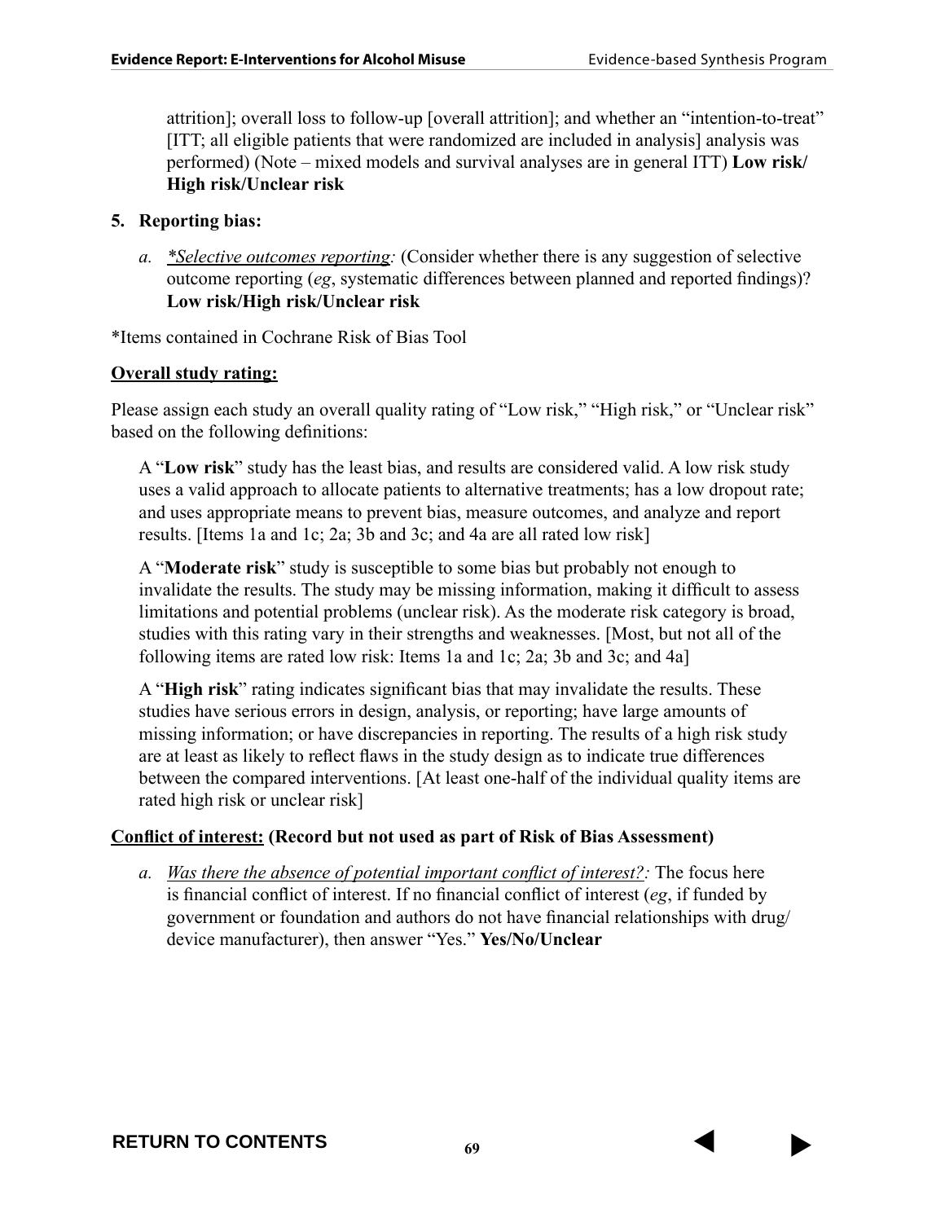attrition]; overall loss to follow-up [overall attrition]; and whether an "intention-to-treat" [ITT; all eligible patients that were randomized are included in analysis] analysis was performed) (Note – mixed models and survival analyses are in general ITT) **Low risk/ High risk/Unclear risk**

**5. Reporting bias:**

*a. *Selective outcomes reporting:* (Consider whether there is any suggestion of selective outcome reporting (*eg*, systematic differences between planned and reported findings)? **Low risk/High risk/Unclear risk**

*Items contained in Cochrane Risk of Bias Tool

**Overall study rating:**

Please assign each study an overall quality rating of "Low risk," "High risk," or "Unclear risk" based on the following definitions:

A "**Low risk**" study has the least bias, and results are considered valid. A low risk study uses a valid approach to allocate patients to alternative treatments; has a low dropout rate; and uses appropriate means to prevent bias, measure outcomes, and analyze and report results. [Items 1a and 1c; 2a; 3b and 3c; and 4a are all rated low risk]

A "**Moderate risk**" study is susceptible to some bias but probably not enough to invalidate the results. The study may be missing information, making it difficult to assess limitations and potential problems (unclear risk). As the moderate risk category is broad, studies with this rating vary in their strengths and weaknesses. [Most, but not all of the following items are rated low risk: Items 1a and 1c; 2a; 3b and 3c; and 4a]

A "**High risk**" rating indicates significant bias that may invalidate the results. These studies have serious errors in design, analysis, or reporting; have large amounts of missing information; or have discrepancies in reporting. The results of a high risk study are at least as likely to reflect flaws in the study design as to indicate true differences between the compared interventions. [At least one-half of the individual quality items are rated high risk or unclear risk]

**Conflict of interest: (Record but not used as part of Risk of Bias Assessment)**

*a. Was there the absence of potential important conflict of interest?:* The focus here is financial conflict of interest. If no financial conflict of interest (*eg*, if funded by government or foundation and authors do not have financial relationships with drug/ device manufacturer), then answer "Yes." **Yes/No/Unclear**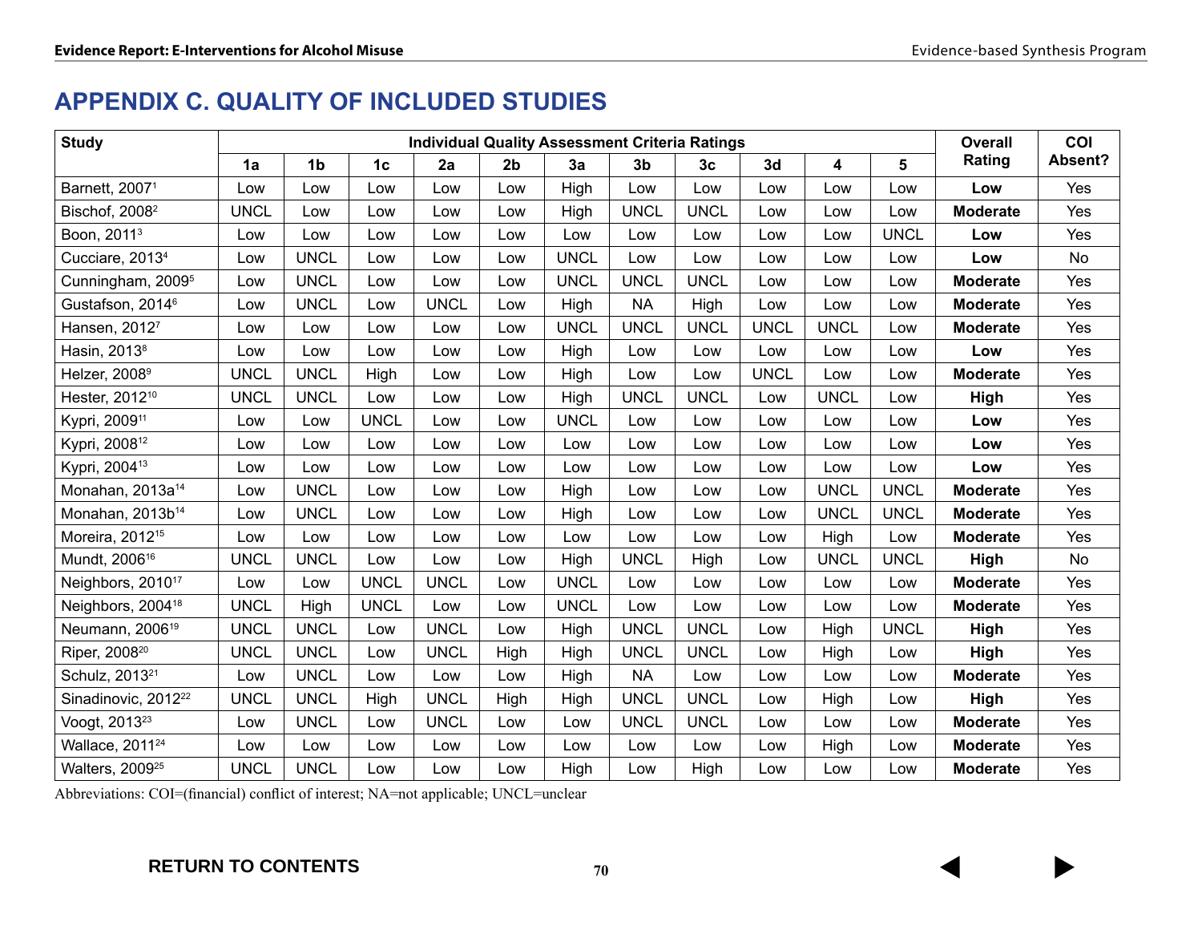# APPENDIX C. QUALITY OF INCLUDED STUDIES

| Study | Individual Quality Assessment Criteria Ratings | | | | | | | | | | | Overall Rating | COI Absent? |
|---|---|---|---|---|---|---|---|---|---|---|---|---|---|
| | 1a | 1b | 1c | 2a | 2b | 3a | 3b | 3c | 3d | 4 | 5 | | |
| Barnett, 2007[1] | Low | Low | Low | Low | Low | High | Low | Low | Low | Low | Low | **Low** | Yes |
| Bischof, 2008[2] | UNCL | Low | Low | Low | Low | High | UNCL | UNCL | Low | Low | Low | **Moderate** | Yes |
| Boon, 2011[3] | Low | Low | Low | Low | Low | Low | Low | Low | Low | Low | UNCL | **Low** | Yes |
| Cucciare, 2013[4] | Low | UNCL | Low | Low | Low | UNCL | Low | Low | Low | Low | Low | **Low** | No |
| Cunningham, 2009[5] | Low | UNCL | Low | Low | Low | UNCL | UNCL | UNCL | Low | Low | Low | **Moderate** | Yes |
| Gustafson, 2014[6] | Low | UNCL | Low | UNCL | Low | High | NA | High | Low | Low | Low | **Moderate** | Yes |
| Hansen, 2012[7] | Low | Low | Low | Low | Low | UNCL | UNCL | UNCL | UNCL | UNCL | Low | **Moderate** | Yes |
| Hasin, 2013[8] | Low | Low | Low | Low | Low | High | Low | Low | Low | Low | Low | **Low** | Yes |
| Helzer, 2008[9] | UNCL | UNCL | High | Low | Low | High | Low | Low | UNCL | Low | Low | **Moderate** | Yes |
| Hester, 2012[10] | UNCL | UNCL | Low | Low | Low | High | UNCL | UNCL | Low | UNCL | Low | **High** | Yes |
| Kypri, 2009[11] | Low | Low | UNCL | Low | Low | UNCL | Low | Low | Low | Low | Low | **Low** | Yes |
| Kypri, 2008[12] | Low | Low | Low | Low | Low | Low | Low | Low | Low | Low | Low | **Low** | Yes |
| Kypri, 2004[13] | Low | Low | Low | Low | Low | Low | Low | Low | Low | Low | Low | **Low** | Yes |
| Monahan, 2013a[14] | Low | UNCL | Low | Low | Low | High | Low | Low | Low | UNCL | UNCL | **Moderate** | Yes |
| Monahan, 2013b[14] | Low | UNCL | Low | Low | Low | High | Low | Low | Low | UNCL | UNCL | **Moderate** | Yes |
| Moreira, 2012[15] | Low | Low | Low | Low | Low | Low | Low | Low | Low | High | Low | **Moderate** | Yes |
| Mundt, 2006[16] | UNCL | UNCL | Low | Low | Low | High | UNCL | High | Low | UNCL | UNCL | **High** | No |
| Neighbors, 2010[17] | Low | Low | UNCL | UNCL | Low | UNCL | Low | Low | Low | Low | Low | **Moderate** | Yes |
| Neighbors, 2004[18] | UNCL | High | UNCL | Low | Low | UNCL | Low | Low | Low | Low | Low | **Moderate** | Yes |
| Neumann, 2006[19] | UNCL | UNCL | Low | UNCL | Low | High | UNCL | UNCL | Low | High | UNCL | **High** | Yes |
| Riper, 2008[20] | UNCL | UNCL | Low | UNCL | High | High | UNCL | UNCL | Low | High | Low | **High** | Yes |
| Schulz, 2013[21] | Low | UNCL | Low | Low | Low | High | NA | Low | Low | Low | Low | **Moderate** | Yes |
| Sinadinovic, 2012[22] | UNCL | UNCL | High | UNCL | High | High | UNCL | UNCL | Low | High | Low | **High** | Yes |
| Voogt, 2013[23] | Low | UNCL | Low | UNCL | Low | Low | UNCL | UNCL | Low | Low | Low | **Moderate** | Yes |
| Wallace, 2011[24] | Low | Low | Low | Low | Low | Low | Low | Low | Low | High | Low | **Moderate** | Yes |
| Walters, 2009[25] | UNCL | UNCL | Low | Low | Low | High | Low | High | Low | Low | Low | **Moderate** | Yes |

Abbreviations: COI=(financial) conflict of interest; NA=not applicable; UNCL=unclear

RETURN TO CONTENTS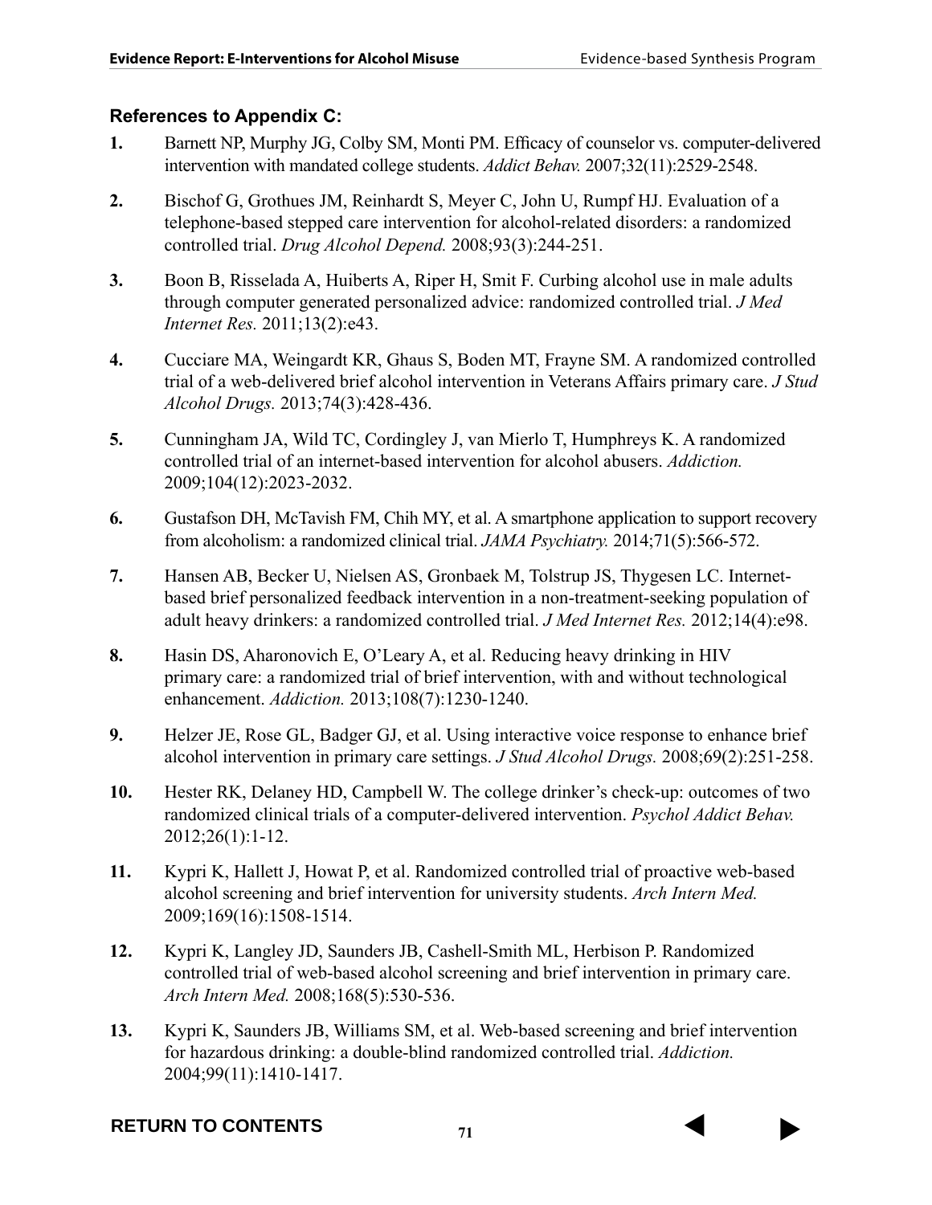### References to Appendix C:

1. Barnett NP, Murphy JG, Colby SM, Monti PM. Efficacy of counselor vs. computer-delivered intervention with mandated college students. *Addict Behav.* 2007;32(11):2529-2548.

2. Bischof G, Grothues JM, Reinhardt S, Meyer C, John U, Rumpf HJ. Evaluation of a telephone-based stepped care intervention for alcohol-related disorders: a randomized controlled trial. *Drug Alcohol Depend.* 2008;93(3):244-251.

3. Boon B, Risselada A, Huiberts A, Riper H, Smit F. Curbing alcohol use in male adults through computer generated personalized advice: randomized controlled trial. *J Med Internet Res.* 2011;13(2):e43.

4. Cucciare MA, Weingardt KR, Ghaus S, Boden MT, Frayne SM. A randomized controlled trial of a web-delivered brief alcohol intervention in Veterans Affairs primary care. *J Stud Alcohol Drugs.* 2013;74(3):428-436.

5. Cunningham JA, Wild TC, Cordingley J, van Mierlo T, Humphreys K. A randomized controlled trial of an internet-based intervention for alcohol abusers. *Addiction.* 2009;104(12):2023-2032.

6. Gustafson DH, McTavish FM, Chih MY, et al. A smartphone application to support recovery from alcoholism: a randomized clinical trial. *JAMA Psychiatry.* 2014;71(5):566-572.

7. Hansen AB, Becker U, Nielsen AS, Gronbaek M, Tolstrup JS, Thygesen LC. Internet-based brief personalized feedback intervention in a non-treatment-seeking population of adult heavy drinkers: a randomized controlled trial. *J Med Internet Res.* 2012;14(4):e98.

8. Hasin DS, Aharonovich E, O'Leary A, et al. Reducing heavy drinking in HIV primary care: a randomized trial of brief intervention, with and without technological enhancement. *Addiction.* 2013;108(7):1230-1240.

9. Helzer JE, Rose GL, Badger GJ, et al. Using interactive voice response to enhance brief alcohol intervention in primary care settings. *J Stud Alcohol Drugs.* 2008;69(2):251-258.

10. Hester RK, Delaney HD, Campbell W. The college drinker's check-up: outcomes of two randomized clinical trials of a computer-delivered intervention. *Psychol Addict Behav.* 2012;26(1):1-12.

11. Kypri K, Hallett J, Howat P, et al. Randomized controlled trial of proactive web-based alcohol screening and brief intervention for university students. *Arch Intern Med.* 2009;169(16):1508-1514.

12. Kypri K, Langley JD, Saunders JB, Cashell-Smith ML, Herbison P. Randomized controlled trial of web-based alcohol screening and brief intervention in primary care. *Arch Intern Med.* 2008;168(5):530-536.

13. Kypri K, Saunders JB, Williams SM, et al. Web-based screening and brief intervention for hazardous drinking: a double-blind randomized controlled trial. *Addiction.* 2004;99(11):1410-1417.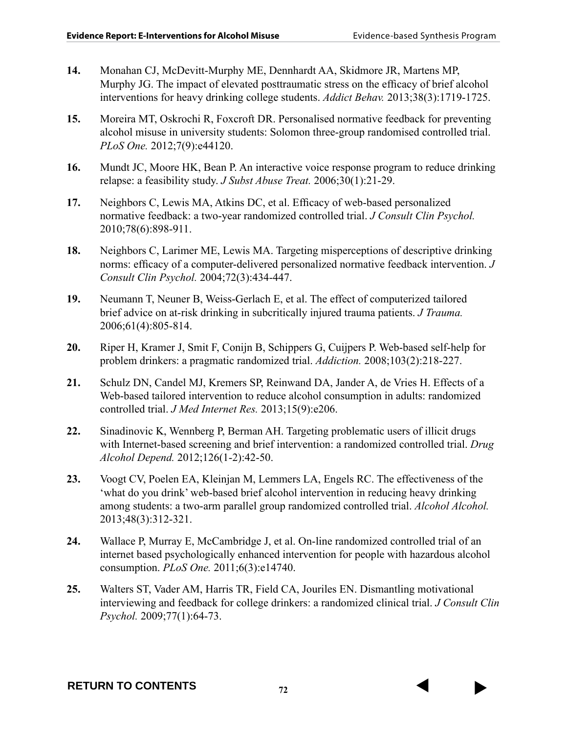14. Monahan CJ, McDevitt-Murphy ME, Dennhardt AA, Skidmore JR, Martens MP, Murphy JG. The impact of elevated posttraumatic stress on the efficacy of brief alcohol interventions for heavy drinking college students. *Addict Behav.* 2013;38(3):1719-1725.

15. Moreira MT, Oskrochi R, Foxcroft DR. Personalised normative feedback for preventing alcohol misuse in university students: Solomon three-group randomised controlled trial. *PLoS One.* 2012;7(9):e44120.

16. Mundt JC, Moore HK, Bean P. An interactive voice response program to reduce drinking relapse: a feasibility study. *J Subst Abuse Treat.* 2006;30(1):21-29.

17. Neighbors C, Lewis MA, Atkins DC, et al. Efficacy of web-based personalized normative feedback: a two-year randomized controlled trial. *J Consult Clin Psychol.* 2010;78(6):898-911.

18. Neighbors C, Larimer ME, Lewis MA. Targeting misperceptions of descriptive drinking norms: efficacy of a computer-delivered personalized normative feedback intervention. *J Consult Clin Psychol.* 2004;72(3):434-447.

19. Neumann T, Neuner B, Weiss-Gerlach E, et al. The effect of computerized tailored brief advice on at-risk drinking in subcritically injured trauma patients. *J Trauma.* 2006;61(4):805-814.

20. Riper H, Kramer J, Smit F, Conijn B, Schippers G, Cuijpers P. Web-based self-help for problem drinkers: a pragmatic randomized trial. *Addiction.* 2008;103(2):218-227.

21. Schulz DN, Candel MJ, Kremers SP, Reinwand DA, Jander A, de Vries H. Effects of a Web-based tailored intervention to reduce alcohol consumption in adults: randomized controlled trial. *J Med Internet Res.* 2013;15(9):e206.

22. Sinadinovic K, Wennberg P, Berman AH. Targeting problematic users of illicit drugs with Internet-based screening and brief intervention: a randomized controlled trial. *Drug Alcohol Depend.* 2012;126(1-2):42-50.

23. Voogt CV, Poelen EA, Kleinjan M, Lemmers LA, Engels RC. The effectiveness of the 'what do you drink' web-based brief alcohol intervention in reducing heavy drinking among students: a two-arm parallel group randomized controlled trial. *Alcohol Alcohol.* 2013;48(3):312-321.

24. Wallace P, Murray E, McCambridge J, et al. On-line randomized controlled trial of an internet based psychologically enhanced intervention for people with hazardous alcohol consumption. *PLoS One.* 2011;6(3):e14740.

25. Walters ST, Vader AM, Harris TR, Field CA, Jouriles EN. Dismantling motivational interviewing and feedback for college drinkers: a randomized clinical trial. *J Consult Clin Psychol.* 2009;77(1):64-73.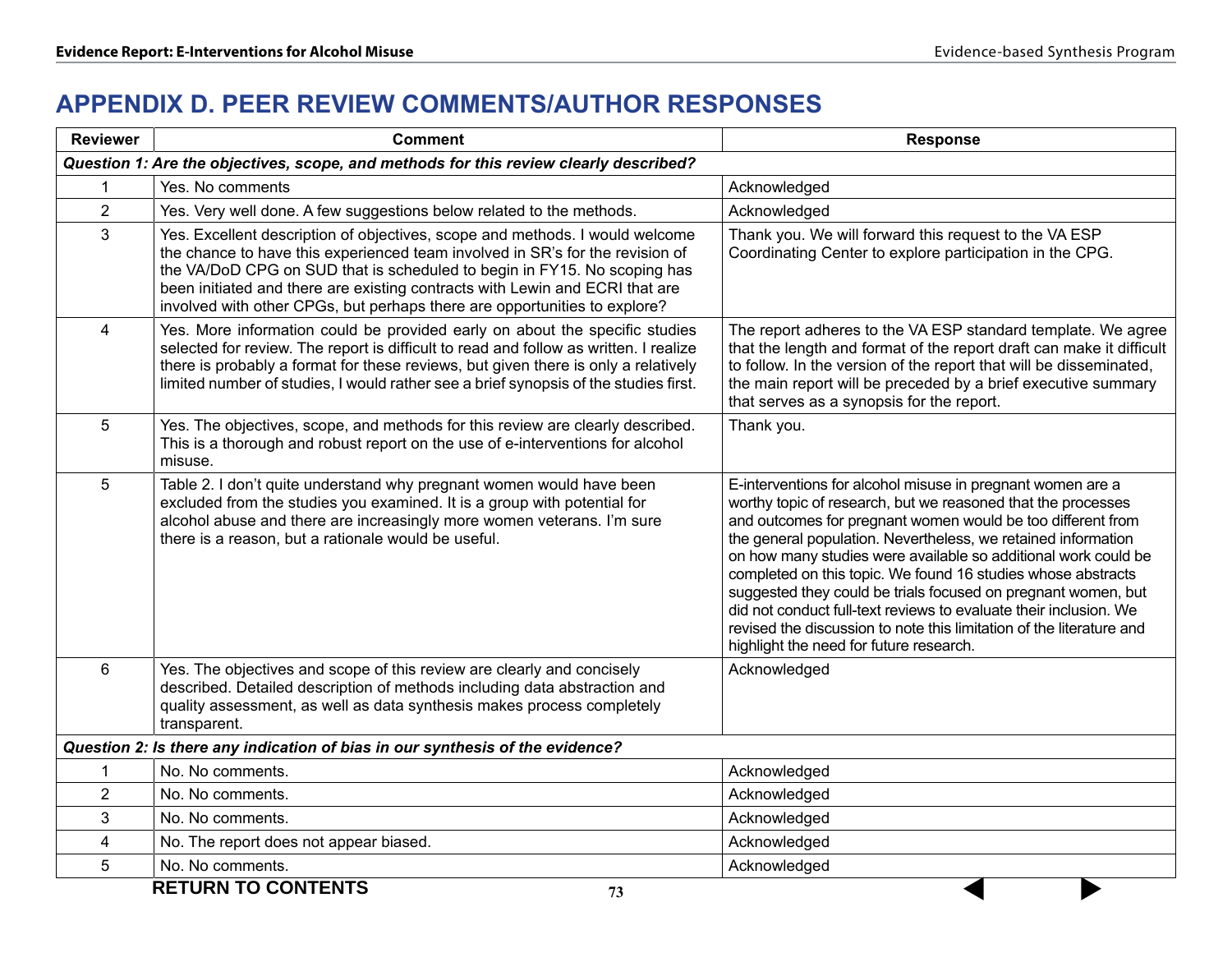# APPENDIX D. PEER REVIEW COMMENTS/AUTHOR RESPONSES

| Reviewer | Comment | Response |
|---|---|---|
| ***Question 1: Are the objectives, scope, and methods for this review clearly described?*** | | |
| 1 | Yes. No comments | Acknowledged |
| 2 | Yes. Very well done. A few suggestions below related to the methods. | Acknowledged |
| 3 | Yes. Excellent description of objectives, scope and methods. I would welcome the chance to have this experienced team involved in SR's for the revision of the VA/DoD CPG on SUD that is scheduled to begin in FY15. No scoping has been initiated and there are existing contracts with Lewin and ECRI that are involved with other CPGs, but perhaps there are opportunities to explore? | Thank you. We will forward this request to the VA ESP Coordinating Center to explore participation in the CPG. |
| 4 | Yes. More information could be provided early on about the specific studies selected for review. The report is difficult to read and follow as written. I realize there is probably a format for these reviews, but given there is only a relatively limited number of studies, I would rather see a brief synopsis of the studies first. | The report adheres to the VA ESP standard template. We agree that the length and format of the report draft can make it difficult to follow. In the version of the report that will be disseminated, the main report will be preceded by a brief executive summary that serves as a synopsis for the report. |
| 5 | Yes. The objectives, scope, and methods for this review are clearly described. This is a thorough and robust report on the use of e-interventions for alcohol misuse. | Thank you. |
| 5 | Table 2. I don't quite understand why pregnant women would have been excluded from the studies you examined. It is a group with potential for alcohol abuse and there are increasingly more women veterans. I'm sure there is a reason, but a rationale would be useful. | E-interventions for alcohol misuse in pregnant women are a worthy topic of research, but we reasoned that the processes and outcomes for pregnant women would be too different from the general population. Nevertheless, we retained information on how many studies were available so additional work could be completed on this topic. We found 16 studies whose abstracts suggested they could be trials focused on pregnant women, but did not conduct full-text reviews to evaluate their inclusion. We revised the discussion to note this limitation of the literature and highlight the need for future research. |
| 6 | Yes. The objectives and scope of this review are clearly and concisely described. Detailed description of methods including data abstraction and quality assessment, as well as data synthesis makes process completely transparent. | Acknowledged |
| ***Question 2: Is there any indication of bias in our synthesis of the evidence?*** | | |
| 1 | No. No comments. | Acknowledged |
| 2 | No. No comments. | Acknowledged |
| 3 | No. No comments. | Acknowledged |
| 4 | No. The report does not appear biased. | Acknowledged |
| 5 | No. No comments. | Acknowledged |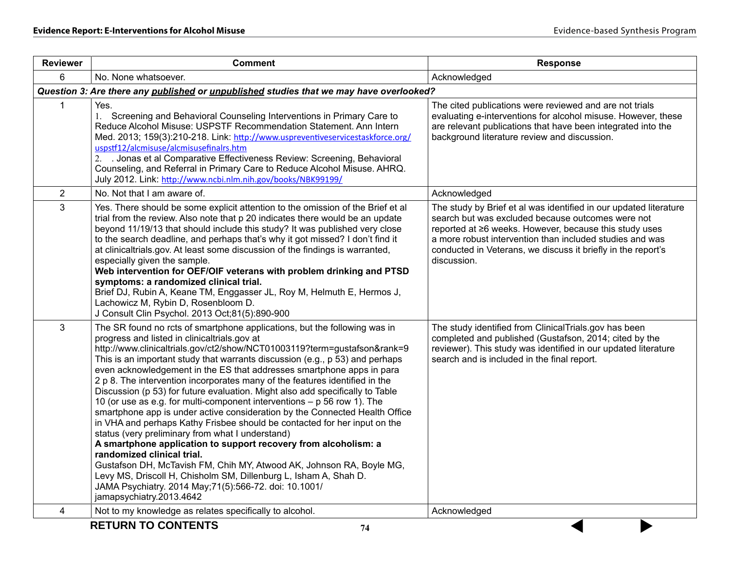| Reviewer | Comment | Response |
|---|---|---|
| 6 | No. None whatsoever. | Acknowledged |
| ***Question 3: Are there any published or unpublished studies that we may have overlooked?*** | | |
| 1 | Yes.<br>1. Screening and Behavioral Counseling Interventions in Primary Care to Reduce Alcohol Misuse: USPSTF Recommendation Statement. Ann Intern Med. 2013; 159(3):210-218. Link: http://www.uspreventiveservicestaskforce.org/uspstf12/alcmisuse/alcmisusefinalrs.htm<br>2. . Jonas et al Comparative Effectiveness Review: Screening, Behavioral Counseling, and Referral in Primary Care to Reduce Alcohol Misuse. AHRQ. July 2012. Link: http://www.ncbi.nlm.nih.gov/books/NBK99199/ | The cited publications were reviewed and are not trials evaluating e-interventions for alcohol misuse. However, these are relevant publications that have been integrated into the background literature review and discussion. |
| 2 | No. Not that I am aware of. | Acknowledged |
| 3 | Yes. There should be some explicit attention to the omission of the Brief et al trial from the review. Also note that p 20 indicates there would be an update beyond 11/19/13 that should include this study? It was published very close to the search deadline, and perhaps that's why it got missed? I don't find it at clinicaltrials.gov. At least some discussion of the findings is warranted, especially given the sample.<br>**Web intervention for OEF/OIF veterans with problem drinking and PTSD symptoms: a randomized clinical trial.**<br>Brief DJ, Rubin A, Keane TM, Enggasser JL, Roy M, Helmuth E, Hermos J, Lachowicz M, Rybin D, Rosenbloom D.<br>J Consult Clin Psychol. 2013 Oct;81(5):890-900 | The study by Brief et al was identified in our updated literature search but was excluded because outcomes were not reported at ≥6 weeks. However, because this study uses a more robust intervention than included studies and was conducted in Veterans, we discuss it briefly in the report's discussion. |
| 3 | The SR found no rcts of smartphone applications, but the following was in progress and listed in clinicaltrials.gov at http://www.clinicaltrials.gov/ct2/show/NCT01003119?term=gustafson&rank=9 This is an important study that warrants discussion (e.g., p 53) and perhaps even acknowledgement in the ES that addresses smartphone apps in para 2 p 8. The intervention incorporates many of the features identified in the Discussion (p 53) for future evaluation. Might also add specifically to Table 10 (or use as e.g. for multi-component interventions – p 56 row 1). The smartphone app is under active consideration by the Connected Health Office in VHA and perhaps Kathy Frisbee should be contacted for her input on the status (very preliminary from what I understand)<br>**A smartphone application to support recovery from alcoholism: a randomized clinical trial.**<br>Gustafson DH, McTavish FM, Chih MY, Atwood AK, Johnson RA, Boyle MG, Levy MS, Driscoll H, Chisholm SM, Dillenburg L, Isham A, Shah D.<br>JAMA Psychiatry. 2014 May;71(5):566-72. doi: 10.1001/jamapsychiatry.2013.4642 | The study identified from ClinicalTrials.gov has been completed and published (Gustafson, 2014; cited by the reviewer). This study was identified in our updated literature search and is included in the final report. |
| 4 | Not to my knowledge as relates specifically to alcohol. | Acknowledged |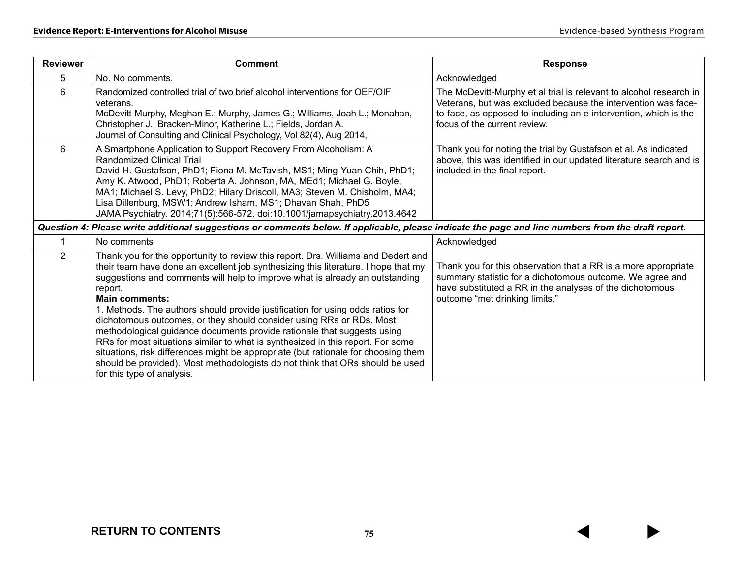| Reviewer | Comment | Response |
|---|---|---|
| 5 | No. No comments. | Acknowledged |
| 6 | Randomized controlled trial of two brief alcohol interventions for OEF/OIF veterans.<br>McDevitt-Murphy, Meghan E.; Murphy, James G.; Williams, Joah L.; Monahan, Christopher J.; Bracken-Minor, Katherine L.; Fields, Jordan A.<br>Journal of Consulting and Clinical Psychology, Vol 82(4), Aug 2014, | The McDevitt-Murphy et al trial is relevant to alcohol research in Veterans, but was excluded because the intervention was face-to-face, as opposed to including an e-intervention, which is the focus of the current review. |
| 6 | A Smartphone Application to Support Recovery From Alcoholism: A Randomized Clinical Trial<br>David H. Gustafson, PhD1; Fiona M. McTavish, MS1; Ming-Yuan Chih, PhD1; Amy K. Atwood, PhD1; Roberta A. Johnson, MA, MEd1; Michael G. Boyle, MA1; Michael S. Levy, PhD2; Hilary Driscoll, MA3; Steven M. Chisholm, MA4; Lisa Dillenburg, MSW1; Andrew Isham, MS1; Dhavan Shah, PhD5<br>JAMA Psychiatry. 2014;71(5):566-572. doi:10.1001/jamapsychiatry.2013.4642 | Thank you for noting the trial by Gustafson et al. As indicated above, this was identified in our updated literature search and is included in the final report. |
| ***Question 4: Please write additional suggestions or comments below. If applicable, please indicate the page and line numbers from the draft report.*** | | |
| 1 | No comments | Acknowledged |
| 2 | Thank you for the opportunity to review this report. Drs. Williams and Dedert and their team have done an excellent job synthesizing this literature. I hope that my suggestions and comments will help to improve what is already an outstanding report.<br>**Main comments:**<br>1. Methods. The authors should provide justification for using odds ratios for dichotomous outcomes, or they should consider using RRs or RDs. Most methodological guidance documents provide rationale that suggests using RRs for most situations similar to what is synthesized in this report. For some situations, risk differences might be appropriate (but rationale for choosing them should be provided). Most methodologists do not think that ORs should be used for this type of analysis. | Thank you for this observation that a RR is a more appropriate summary statistic for a dichotomous outcome. We agree and have substituted a RR in the analyses of the dichotomous outcome "met drinking limits." |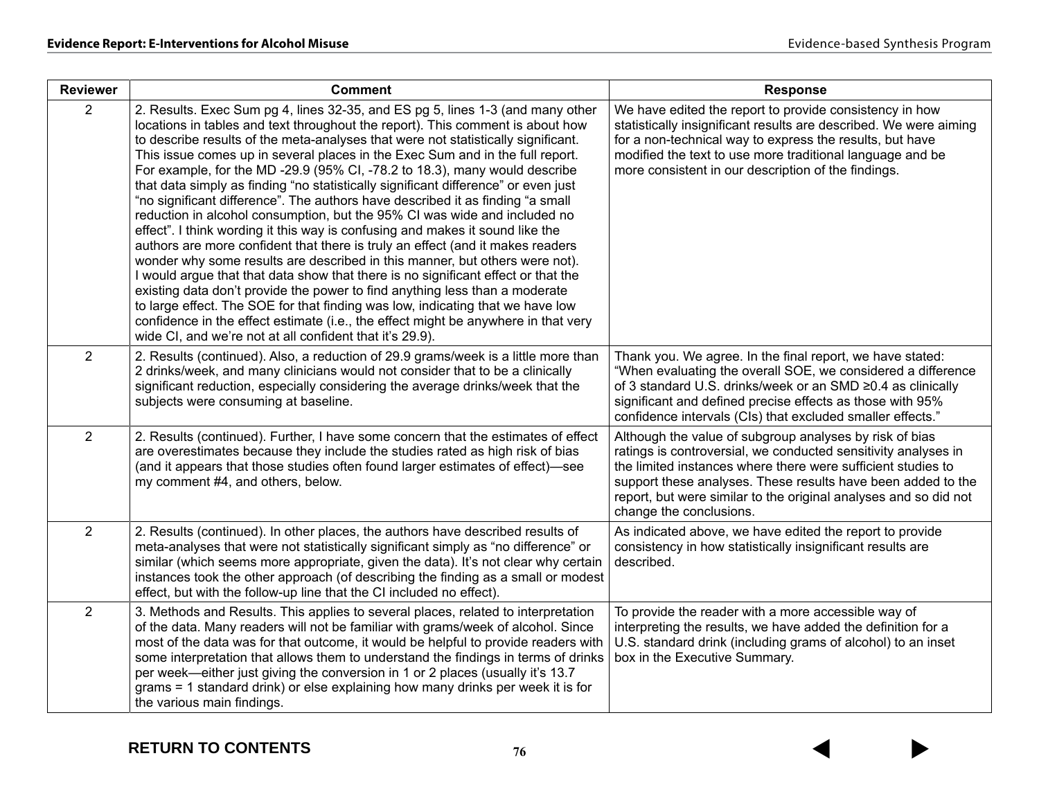| Reviewer | Comment | Response |
| --- | --- | --- |
| 2 | 2. Results. Exec Sum pg 4, lines 32-35, and ES pg 5, lines 1-3 (and many other locations in tables and text throughout the report). This comment is about how to describe results of the meta-analyses that were not statistically significant. This issue comes up in several places in the Exec Sum and in the full report. For example, for the MD -29.9 (95% CI, -78.2 to 18.3), many would describe that data simply as finding "no statistically significant difference" or even just "no significant difference". The authors have described it as finding "a small reduction in alcohol consumption, but the 95% CI was wide and included no effect". I think wording it this way is confusing and makes it sound like the authors are more confident that there is truly an effect (and it makes readers wonder why some results are described in this manner, but others were not). I would argue that that data show that there is no significant effect or that the existing data don't provide the power to find anything less than a moderate to large effect. The SOE for that finding was low, indicating that we have low confidence in the effect estimate (i.e., the effect might be anywhere in that very wide CI, and we're not at all confident that it's 29.9). | We have edited the report to provide consistency in how statistically insignificant results are described. We were aiming for a non-technical way to express the results, but have modified the text to use more traditional language and be more consistent in our description of the findings. |
| 2 | 2. Results (continued). Also, a reduction of 29.9 grams/week is a little more than 2 drinks/week, and many clinicians would not consider that to be a clinically significant reduction, especially considering the average drinks/week that the subjects were consuming at baseline. | Thank you. We agree. In the final report, we have stated: "When evaluating the overall SOE, we considered a difference of 3 standard U.S. drinks/week or an SMD ≥0.4 as clinically significant and defined precise effects as those with 95% confidence intervals (CIs) that excluded smaller effects." |
| 2 | 2. Results (continued). Further, I have some concern that the estimates of effect are overestimates because they include the studies rated as high risk of bias (and it appears that those studies often found larger estimates of effect)—see my comment #4, and others, below. | Although the value of subgroup analyses by risk of bias ratings is controversial, we conducted sensitivity analyses in the limited instances where there were sufficient studies to support these analyses. These results have been added to the report, but were similar to the original analyses and so did not change the conclusions. |
| 2 | 2. Results (continued). In other places, the authors have described results of meta-analyses that were not statistically significant simply as "no difference" or similar (which seems more appropriate, given the data). It's not clear why certain instances took the other approach (of describing the finding as a small or modest effect, but with the follow-up line that the CI included no effect). | As indicated above, we have edited the report to provide consistency in how statistically insignificant results are described. |
| 2 | 3. Methods and Results. This applies to several places, related to interpretation of the data. Many readers will not be familiar with grams/week of alcohol. Since most of the data was for that outcome, it would be helpful to provide readers with some interpretation that allows them to understand the findings in terms of drinks per week—either just giving the conversion in 1 or 2 places (usually it's 13.7 grams = 1 standard drink) or else explaining how many drinks per week it is for the various main findings. | To provide the reader with a more accessible way of interpreting the results, we have added the definition for a U.S. standard drink (including grams of alcohol) to an inset box in the Executive Summary. |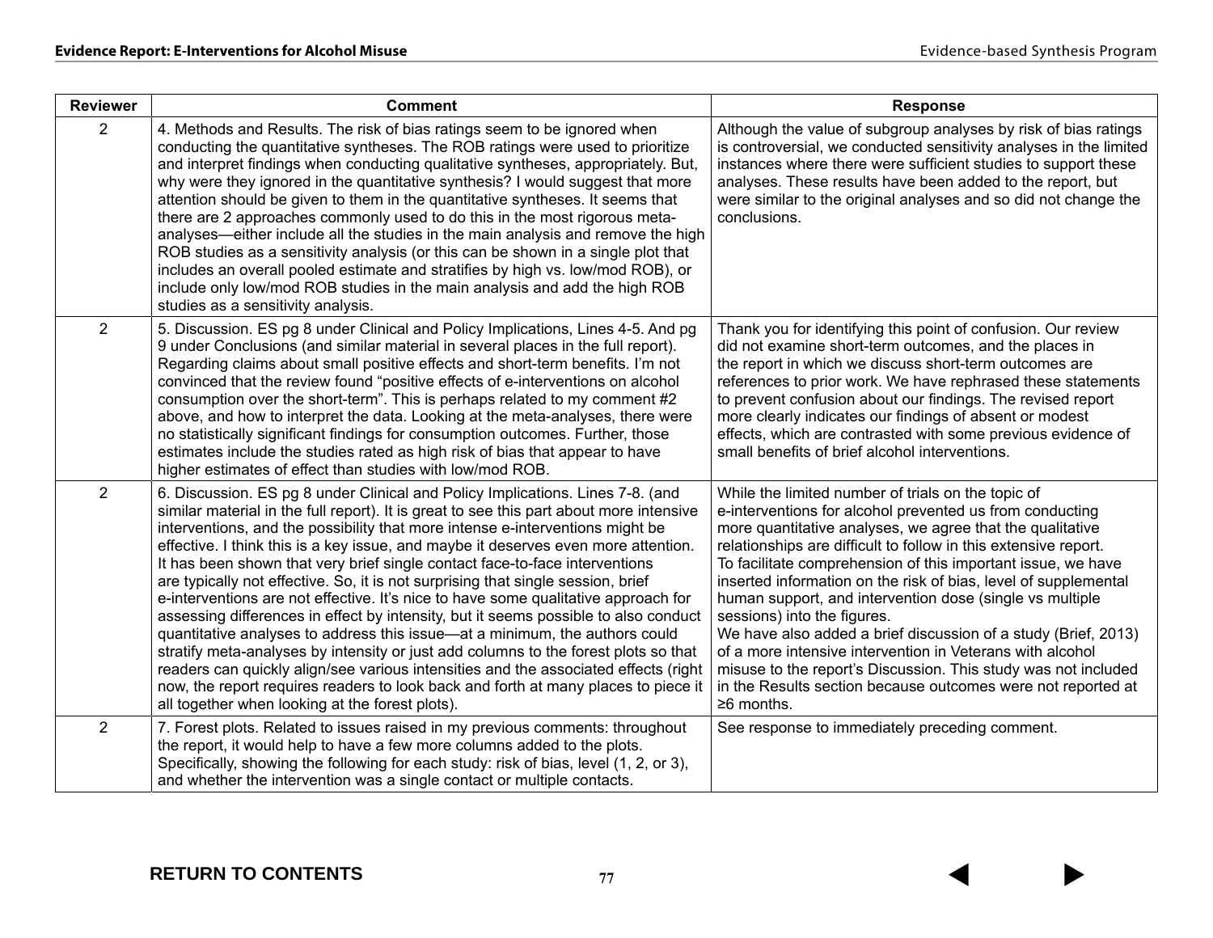| Reviewer | Comment | Response |
|---|---|---|
| 2 | 4. Methods and Results. The risk of bias ratings seem to be ignored when conducting the quantitative syntheses. The ROB ratings were used to prioritize and interpret findings when conducting qualitative syntheses, appropriately. But, why were they ignored in the quantitative synthesis? I would suggest that more attention should be given to them in the quantitative syntheses. It seems that there are 2 approaches commonly used to do this in the most rigorous meta-analyses—either include all the studies in the main analysis and remove the high ROB studies as a sensitivity analysis (or this can be shown in a single plot that includes an overall pooled estimate and stratifies by high vs. low/mod ROB), or include only low/mod ROB studies in the main analysis and add the high ROB studies as a sensitivity analysis. | Although the value of subgroup analyses by risk of bias ratings is controversial, we conducted sensitivity analyses in the limited instances where there were sufficient studies to support these analyses. These results have been added to the report, but were similar to the original analyses and so did not change the conclusions. |
| 2 | 5. Discussion. ES pg 8 under Clinical and Policy Implications, Lines 4-5. And pg 9 under Conclusions (and similar material in several places in the full report). Regarding claims about small positive effects and short-term benefits. I'm not convinced that the review found "positive effects of e-interventions on alcohol consumption over the short-term". This is perhaps related to my comment #2 above, and how to interpret the data. Looking at the meta-analyses, there were no statistically significant findings for consumption outcomes. Further, those estimates include the studies rated as high risk of bias that appear to have higher estimates of effect than studies with low/mod ROB. | Thank you for identifying this point of confusion. Our review did not examine short-term outcomes, and the places in the report in which we discuss short-term outcomes are references to prior work. We have rephrased these statements to prevent confusion about our findings. The revised report more clearly indicates our findings of absent or modest effects, which are contrasted with some previous evidence of small benefits of brief alcohol interventions. |
| 2 | 6. Discussion. ES pg 8 under Clinical and Policy Implications. Lines 7-8. (and similar material in the full report). It is great to see this part about more intensive interventions, and the possibility that more intense e-interventions might be effective. I think this is a key issue, and maybe it deserves even more attention. It has been shown that very brief single contact face-to-face interventions are typically not effective. So, it is not surprising that single session, brief e-interventions are not effective. It's nice to have some qualitative approach for assessing differences in effect by intensity, but it seems possible to also conduct quantitative analyses to address this issue—at a minimum, the authors could stratify meta-analyses by intensity or just add columns to the forest plots so that readers can quickly align/see various intensities and the associated effects (right now, the report requires readers to look back and forth at many places to piece it all together when looking at the forest plots). | While the limited number of trials on the topic of e-interventions for alcohol prevented us from conducting more quantitative analyses, we agree that the qualitative relationships are difficult to follow in this extensive report. To facilitate comprehension of this important issue, we have inserted information on the risk of bias, level of supplemental human support, and intervention dose (single vs multiple sessions) into the figures.<br>We have also added a brief discussion of a study (Brief, 2013) of a more intensive intervention in Veterans with alcohol misuse to the report's Discussion. This study was not included in the Results section because outcomes were not reported at ≥6 months. |
| 2 | 7. Forest plots. Related to issues raised in my previous comments: throughout the report, it would help to have a few more columns added to the plots. Specifically, showing the following for each study: risk of bias, level (1, 2, or 3), and whether the intervention was a single contact or multiple contacts. | See response to immediately preceding comment. |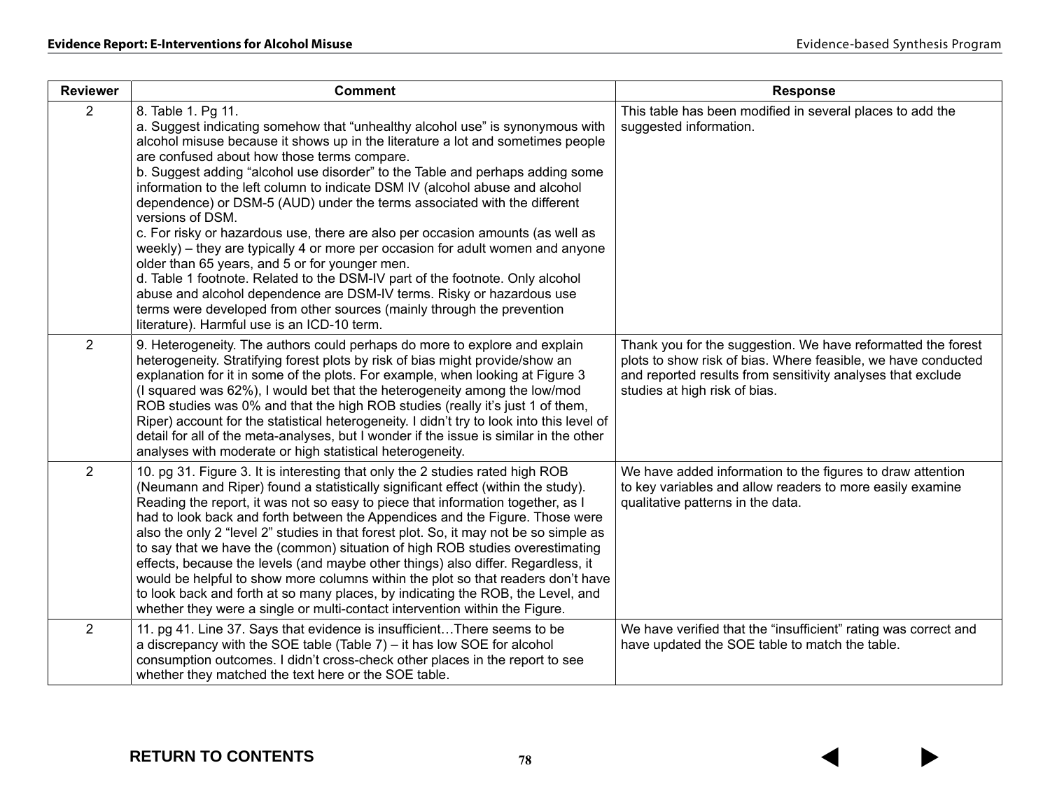| Reviewer | Comment | Response |
|---|---|---|
| 2 | 8. Table 1. Pg 11.<br>a. Suggest indicating somehow that "unhealthy alcohol use" is synonymous with alcohol misuse because it shows up in the literature a lot and sometimes people are confused about how those terms compare.<br>b. Suggest adding "alcohol use disorder" to the Table and perhaps adding some information to the left column to indicate DSM IV (alcohol abuse and alcohol dependence) or DSM-5 (AUD) under the terms associated with the different versions of DSM.<br>c. For risky or hazardous use, there are also per occasion amounts (as well as weekly) – they are typically 4 or more per occasion for adult women and anyone older than 65 years, and 5 or for younger men.<br>d. Table 1 footnote. Related to the DSM-IV part of the footnote. Only alcohol abuse and alcohol dependence are DSM-IV terms. Risky or hazardous use terms were developed from other sources (mainly through the prevention literature). Harmful use is an ICD-10 term. | This table has been modified in several places to add the suggested information. |
| 2 | 9. Heterogeneity. The authors could perhaps do more to explore and explain heterogeneity. Stratifying forest plots by risk of bias might provide/show an explanation for it in some of the plots. For example, when looking at Figure 3 (I squared was 62%), I would bet that the heterogeneity among the low/mod ROB studies was 0% and that the high ROB studies (really it's just 1 of them, Riper) account for the statistical heterogeneity. I didn't try to look into this level of detail for all of the meta-analyses, but I wonder if the issue is similar in the other analyses with moderate or high statistical heterogeneity. | Thank you for the suggestion. We have reformatted the forest plots to show risk of bias. Where feasible, we have conducted and reported results from sensitivity analyses that exclude studies at high risk of bias. |
| 2 | 10. pg 31. Figure 3. It is interesting that only the 2 studies rated high ROB (Neumann and Riper) found a statistically significant effect (within the study). Reading the report, it was not so easy to piece that information together, as I had to look back and forth between the Appendices and the Figure. Those were also the only 2 "level 2" studies in that forest plot. So, it may not be so simple as to say that we have the (common) situation of high ROB studies overestimating effects, because the levels (and maybe other things) also differ. Regardless, it would be helpful to show more columns within the plot so that readers don't have to look back and forth at so many places, by indicating the ROB, the Level, and whether they were a single or multi-contact intervention within the Figure. | We have added information to the figures to draw attention to key variables and allow readers to more easily examine qualitative patterns in the data. |
| 2 | 11. pg 41. Line 37. Says that evidence is insufficient…There seems to be a discrepancy with the SOE table (Table 7) – it has low SOE for alcohol consumption outcomes. I didn't cross-check other places in the report to see whether they matched the text here or the SOE table. | We have verified that the "insufficient" rating was correct and have updated the SOE table to match the table. |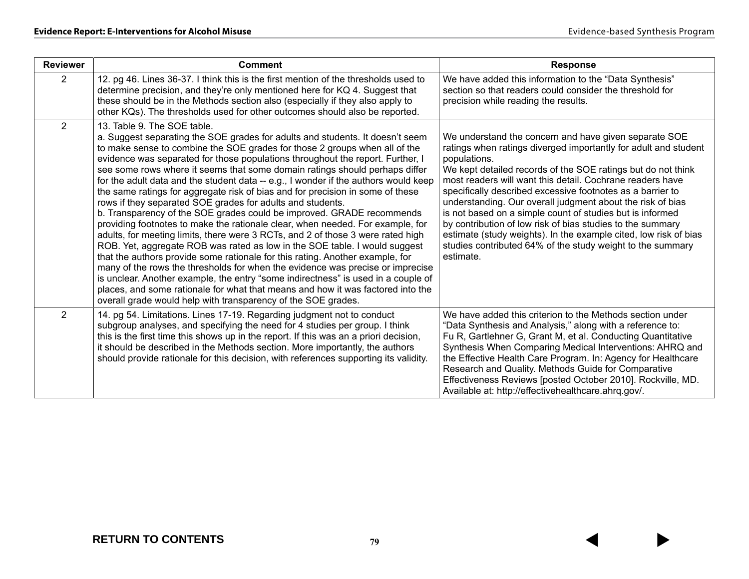| Reviewer | Comment | Response |
|---|---|---|
| 2 | 12. pg 46. Lines 36-37. I think this is the first mention of the thresholds used to determine precision, and they're only mentioned here for KQ 4. Suggest that these should be in the Methods section also (especially if they also apply to other KQs). The thresholds used for other outcomes should also be reported. | We have added this information to the "Data Synthesis" section so that readers could consider the threshold for precision while reading the results. |
| 2 | 13. Table 9. The SOE table.<br>a. Suggest separating the SOE grades for adults and students. It doesn't seem to make sense to combine the SOE grades for those 2 groups when all of the evidence was separated for those populations throughout the report. Further, I see some rows where it seems that some domain ratings should perhaps differ for the adult data and the student data -- e.g., I wonder if the authors would keep the same ratings for aggregate risk of bias and for precision in some of these rows if they separated SOE grades for adults and students.<br>b. Transparency of the SOE grades could be improved. GRADE recommends providing footnotes to make the rationale clear, when needed. For example, for adults, for meeting limits, there were 3 RCTs, and 2 of those 3 were rated high ROB. Yet, aggregate ROB was rated as low in the SOE table. I would suggest that the authors provide some rationale for this rating. Another example, for many of the rows the thresholds for when the evidence was precise or imprecise is unclear. Another example, the entry "some indirectness" is used in a couple of places, and some rationale for what that means and how it was factored into the overall grade would help with transparency of the SOE grades. | We understand the concern and have given separate SOE ratings when ratings diverged importantly for adult and student populations.<br>We kept detailed records of the SOE ratings but do not think most readers will want this detail. Cochrane readers have specifically described excessive footnotes as a barrier to understanding. Our overall judgment about the risk of bias is not based on a simple count of studies but is informed by contribution of low risk of bias studies to the summary estimate (study weights). In the example cited, low risk of bias studies contributed 64% of the study weight to the summary estimate. |
| 2 | 14. pg 54. Limitations. Lines 17-19. Regarding judgment not to conduct subgroup analyses, and specifying the need for 4 studies per group. I think this is the first time this shows up in the report. If this was an a priori decision, it should be described in the Methods section. More importantly, the authors should provide rationale for this decision, with references supporting its validity. | We have added this criterion to the Methods section under "Data Synthesis and Analysis," along with a reference to: Fu R, Gartlehner G, Grant M, et al. Conducting Quantitative Synthesis When Comparing Medical Interventions: AHRQ and the Effective Health Care Program. In: Agency for Healthcare Research and Quality. Methods Guide for Comparative Effectiveness Reviews [posted October 2010]. Rockville, MD. Available at: http://effectivehealthcare.ahrq.gov/. |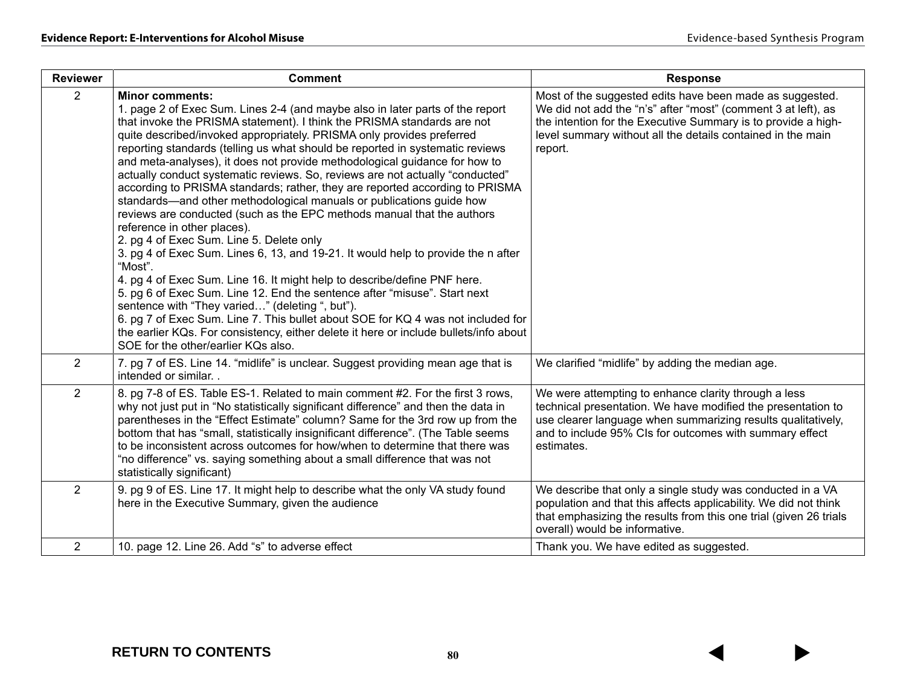| Reviewer | Comment | Response |
|---|---|---|
| 2 | **Minor comments:**<br>1. page 2 of Exec Sum. Lines 2-4 (and maybe also in later parts of the report that invoke the PRISMA statement). I think the PRISMA standards are not quite described/invoked appropriately. PRISMA only provides preferred reporting standards (telling us what should be reported in systematic reviews and meta-analyses), it does not provide methodological guidance for how to actually conduct systematic reviews. So, reviews are not actually "conducted" according to PRISMA standards; rather, they are reported according to PRISMA standards—and other methodological manuals or publications guide how reviews are conducted (such as the EPC methods manual that the authors reference in other places).<br>2. pg 4 of Exec Sum. Line 5. Delete only<br>3. pg 4 of Exec Sum. Lines 6, 13, and 19-21. It would help to provide the n after "Most".<br>4. pg 4 of Exec Sum. Line 16. It might help to describe/define PNF here.<br>5. pg 6 of Exec Sum. Line 12. End the sentence after "misuse". Start next sentence with "They varied…" (deleting ", but").<br>6. pg 7 of Exec Sum. Line 7. This bullet about SOE for KQ 4 was not included for the earlier KQs. For consistency, either delete it here or include bullets/info about SOE for the other/earlier KQs also. | Most of the suggested edits have been made as suggested. We did not add the "n's" after "most" (comment 3 at left), as the intention for the Executive Summary is to provide a high-level summary without all the details contained in the main report. |
| 2 | 7. pg 7 of ES. Line 14. "midlife" is unclear. Suggest providing mean age that is intended or similar. . | We clarified "midlife" by adding the median age. |
| 2 | 8. pg 7-8 of ES. Table ES-1. Related to main comment #2. For the first 3 rows, why not just put in "No statistically significant difference" and then the data in parentheses in the "Effect Estimate" column? Same for the 3rd row up from the bottom that has "small, statistically insignificant difference". (The Table seems to be inconsistent across outcomes for how/when to determine that there was "no difference" vs. saying something about a small difference that was not statistically significant) | We were attempting to enhance clarity through a less technical presentation. We have modified the presentation to use clearer language when summarizing results qualitatively, and to include 95% CIs for outcomes with summary effect estimates. |
| 2 | 9. pg 9 of ES. Line 17. It might help to describe what the only VA study found here in the Executive Summary, given the audience | We describe that only a single study was conducted in a VA population and that this affects applicability. We did not think that emphasizing the results from this one trial (given 26 trials overall) would be informative. |
| 2 | 10. page 12. Line 26. Add "s" to adverse effect | Thank you. We have edited as suggested. |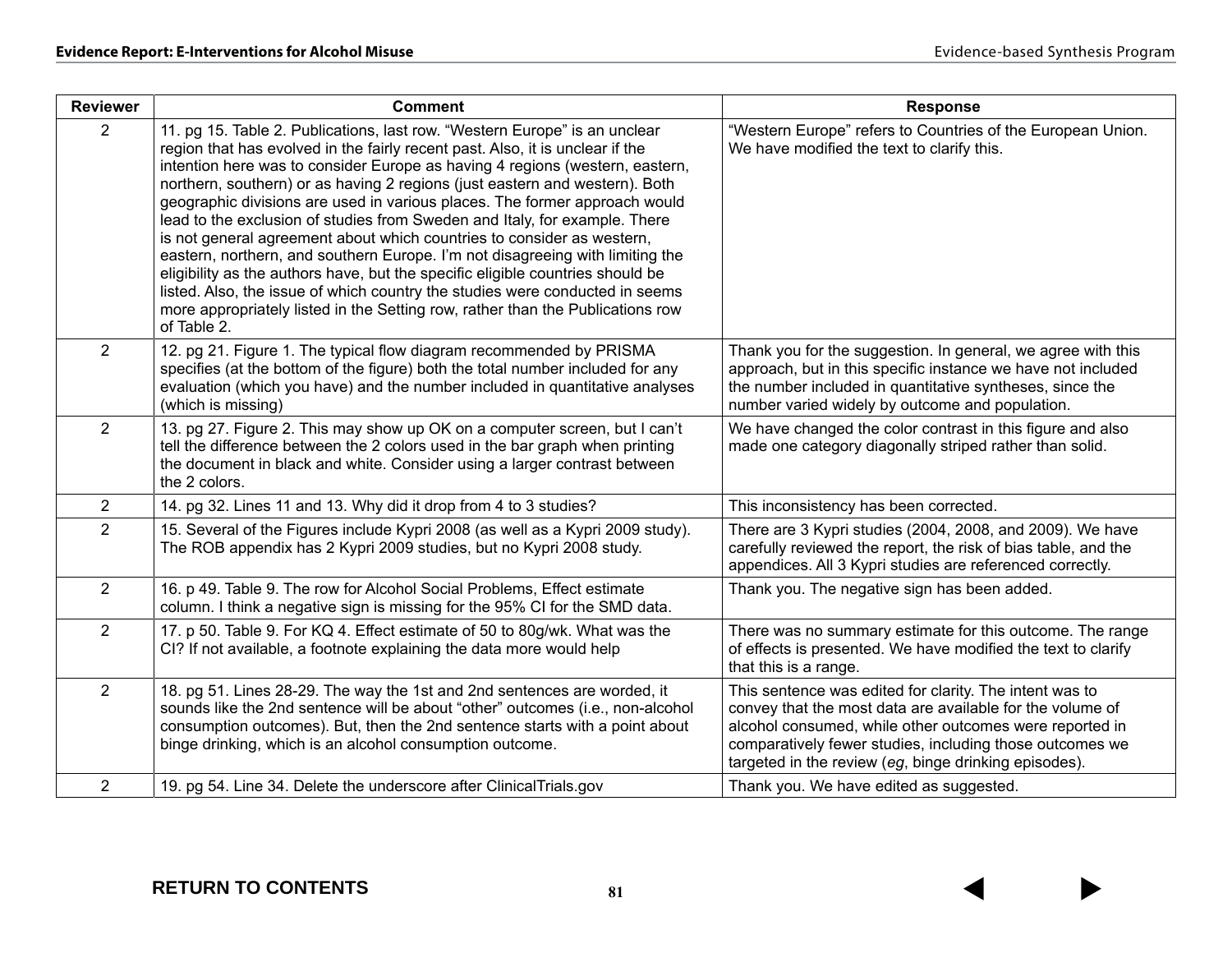| Reviewer | Comment | Response |
|---|---|---|
| 2 | 11. pg 15. Table 2. Publications, last row. "Western Europe" is an unclear region that has evolved in the fairly recent past. Also, it is unclear if the intention here was to consider Europe as having 4 regions (western, eastern, northern, southern) or as having 2 regions (just eastern and western). Both geographic divisions are used in various places. The former approach would lead to the exclusion of studies from Sweden and Italy, for example. There is not general agreement about which countries to consider as western, eastern, northern, and southern Europe. I'm not disagreeing with limiting the eligibility as the authors have, but the specific eligible countries should be listed. Also, the issue of which country the studies were conducted in seems more appropriately listed in the Setting row, rather than the Publications row of Table 2. | "Western Europe" refers to Countries of the European Union. We have modified the text to clarify this. |
| 2 | 12. pg 21. Figure 1. The typical flow diagram recommended by PRISMA specifies (at the bottom of the figure) both the total number included for any evaluation (which you have) and the number included in quantitative analyses (which is missing) | Thank you for the suggestion. In general, we agree with this approach, but in this specific instance we have not included the number included in quantitative syntheses, since the number varied widely by outcome and population. |
| 2 | 13. pg 27. Figure 2. This may show up OK on a computer screen, but I can't tell the difference between the 2 colors used in the bar graph when printing the document in black and white. Consider using a larger contrast between the 2 colors. | We have changed the color contrast in this figure and also made one category diagonally striped rather than solid. |
| 2 | 14. pg 32. Lines 11 and 13. Why did it drop from 4 to 3 studies? | This inconsistency has been corrected. |
| 2 | 15. Several of the Figures include Kypri 2008 (as well as a Kypri 2009 study). The ROB appendix has 2 Kypri 2009 studies, but no Kypri 2008 study. | There are 3 Kypri studies (2004, 2008, and 2009). We have carefully reviewed the report, the risk of bias table, and the appendices. All 3 Kypri studies are referenced correctly. |
| 2 | 16. p 49. Table 9. The row for Alcohol Social Problems, Effect estimate column. I think a negative sign is missing for the 95% CI for the SMD data. | Thank you. The negative sign has been added. |
| 2 | 17. p 50. Table 9. For KQ 4. Effect estimate of 50 to 80g/wk. What was the CI? If not available, a footnote explaining the data more would help | There was no summary estimate for this outcome. The range of effects is presented. We have modified the text to clarify that this is a range. |
| 2 | 18. pg 51. Lines 28-29. The way the 1st and 2nd sentences are worded, it sounds like the 2nd sentence will be about "other" outcomes (i.e., non-alcohol consumption outcomes). But, then the 2nd sentence starts with a point about binge drinking, which is an alcohol consumption outcome. | This sentence was edited for clarity. The intent was to convey that the most data are available for the volume of alcohol consumed, while other outcomes were reported in comparatively fewer studies, including those outcomes we targeted in the review (*eg*, binge drinking episodes). |
| 2 | 19. pg 54. Line 34. Delete the underscore after ClinicalTrials.gov | Thank you. We have edited as suggested. |

RETURN TO CONTENTS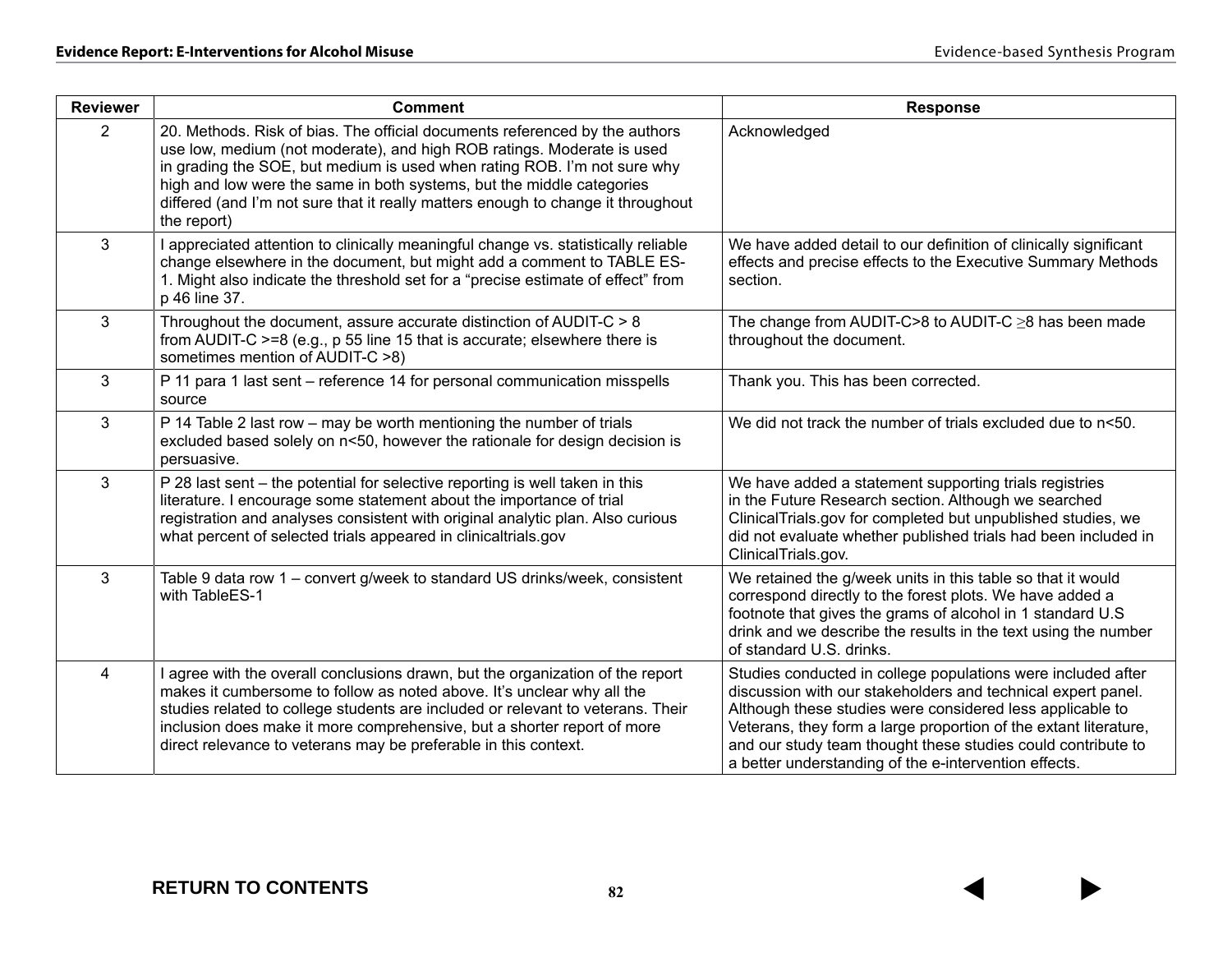| Reviewer | Comment | Response |
|---|---|---|
| 2 | 20. Methods. Risk of bias. The official documents referenced by the authors use low, medium (not moderate), and high ROB ratings. Moderate is used in grading the SOE, but medium is used when rating ROB. I'm not sure why high and low were the same in both systems, but the middle categories differed (and I'm not sure that it really matters enough to change it throughout the report) | Acknowledged |
| 3 | I appreciated attention to clinically meaningful change vs. statistically reliable change elsewhere in the document, but might add a comment to TABLE ES-1. Might also indicate the threshold set for a "precise estimate of effect" from p 46 line 37. | We have added detail to our definition of clinically significant effects and precise effects to the Executive Summary Methods section. |
| 3 | Throughout the document, assure accurate distinction of AUDIT-C > 8 from AUDIT-C >=8 (e.g., p 55 line 15 that is accurate; elsewhere there is sometimes mention of AUDIT-C >8) | The change from AUDIT-C>8 to AUDIT-C ≥8 has been made throughout the document. |
| 3 | P 11 para 1 last sent – reference 14 for personal communication misspells source | Thank you. This has been corrected. |
| 3 | P 14 Table 2 last row – may be worth mentioning the number of trials excluded based solely on n<50, however the rationale for design decision is persuasive. | We did not track the number of trials excluded due to n<50. |
| 3 | P 28 last sent – the potential for selective reporting is well taken in this literature. I encourage some statement about the importance of trial registration and analyses consistent with original analytic plan. Also curious what percent of selected trials appeared in clinicaltrials.gov | We have added a statement supporting trials registries in the Future Research section. Although we searched ClinicalTrials.gov for completed but unpublished studies, we did not evaluate whether published trials had been included in ClinicalTrials.gov. |
| 3 | Table 9 data row 1 – convert g/week to standard US drinks/week, consistent with TableES-1 | We retained the g/week units in this table so that it would correspond directly to the forest plots. We have added a footnote that gives the grams of alcohol in 1 standard U.S drink and we describe the results in the text using the number of standard U.S. drinks. |
| 4 | I agree with the overall conclusions drawn, but the organization of the report makes it cumbersome to follow as noted above. It's unclear why all the studies related to college students are included or relevant to veterans. Their inclusion does make it more comprehensive, but a shorter report of more direct relevance to veterans may be preferable in this context. | Studies conducted in college populations were included after discussion with our stakeholders and technical expert panel. Although these studies were considered less applicable to Veterans, they form a large proportion of the extant literature, and our study team thought these studies could contribute to a better understanding of the e-intervention effects. |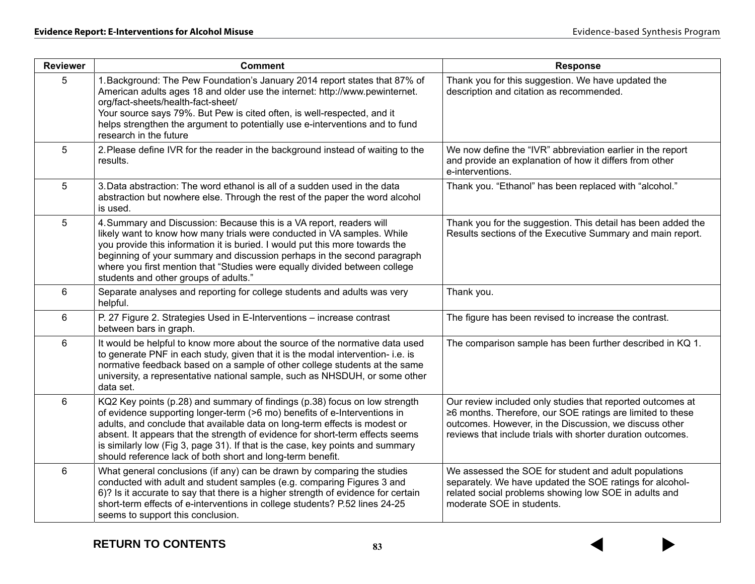| Reviewer | Comment | Response |
|---|---|---|
| 5 | 1. Background: The Pew Foundation's January 2014 report states that 87% of American adults ages 18 and older use the internet: http://www.pewinternet.org/fact-sheets/health-fact-sheet/<br>Your source says 79%. But Pew is cited often, is well-respected, and it helps strengthen the argument to potentially use e-interventions and to fund research in the future | Thank you for this suggestion. We have updated the description and citation as recommended. |
| 5 | 2. Please define IVR for the reader in the background instead of waiting to the results. | We now define the "IVR" abbreviation earlier in the report and provide an explanation of how it differs from other e-interventions. |
| 5 | 3. Data abstraction: The word ethanol is all of a sudden used in the data abstraction but nowhere else. Through the rest of the paper the word alcohol is used. | Thank you. "Ethanol" has been replaced with "alcohol." |
| 5 | 4. Summary and Discussion: Because this is a VA report, readers will likely want to know how many trials were conducted in VA samples. While you provide this information it is buried. I would put this more towards the beginning of your summary and discussion perhaps in the second paragraph where you first mention that "Studies were equally divided between college students and other groups of adults." | Thank you for the suggestion. This detail has been added the Results sections of the Executive Summary and main report. |
| 6 | Separate analyses and reporting for college students and adults was very helpful. | Thank you. |
| 6 | P. 27 Figure 2. Strategies Used in E-Interventions – increase contrast between bars in graph. | The figure has been revised to increase the contrast. |
| 6 | It would be helpful to know more about the source of the normative data used to generate PNF in each study, given that it is the modal intervention- i.e. is normative feedback based on a sample of other college students at the same university, a representative national sample, such as NHSDUH, or some other data set. | The comparison sample has been further described in KQ 1. |
| 6 | KQ2 Key points (p.28) and summary of findings (p.38) focus on low strength of evidence supporting longer-term (>6 mo) benefits of e-Interventions in adults, and conclude that available data on long-term effects is modest or absent. It appears that the strength of evidence for short-term effects seems is similarly low (Fig 3, page 31). If that is the case, key points and summary should reference lack of both short and long-term benefit. | Our review included only studies that reported outcomes at ≥6 months. Therefore, our SOE ratings are limited to these outcomes. However, in the Discussion, we discuss other reviews that include trials with shorter duration outcomes. |
| 6 | What general conclusions (if any) can be drawn by comparing the studies conducted with adult and student samples (e.g. comparing Figures 3 and 6)? Is it accurate to say that there is a higher strength of evidence for certain short-term effects of e-interventions in college students? P.52 lines 24-25 seems to support this conclusion. | We assessed the SOE for student and adult populations separately. We have updated the SOE ratings for alcohol-related social problems showing low SOE in adults and moderate SOE in students. |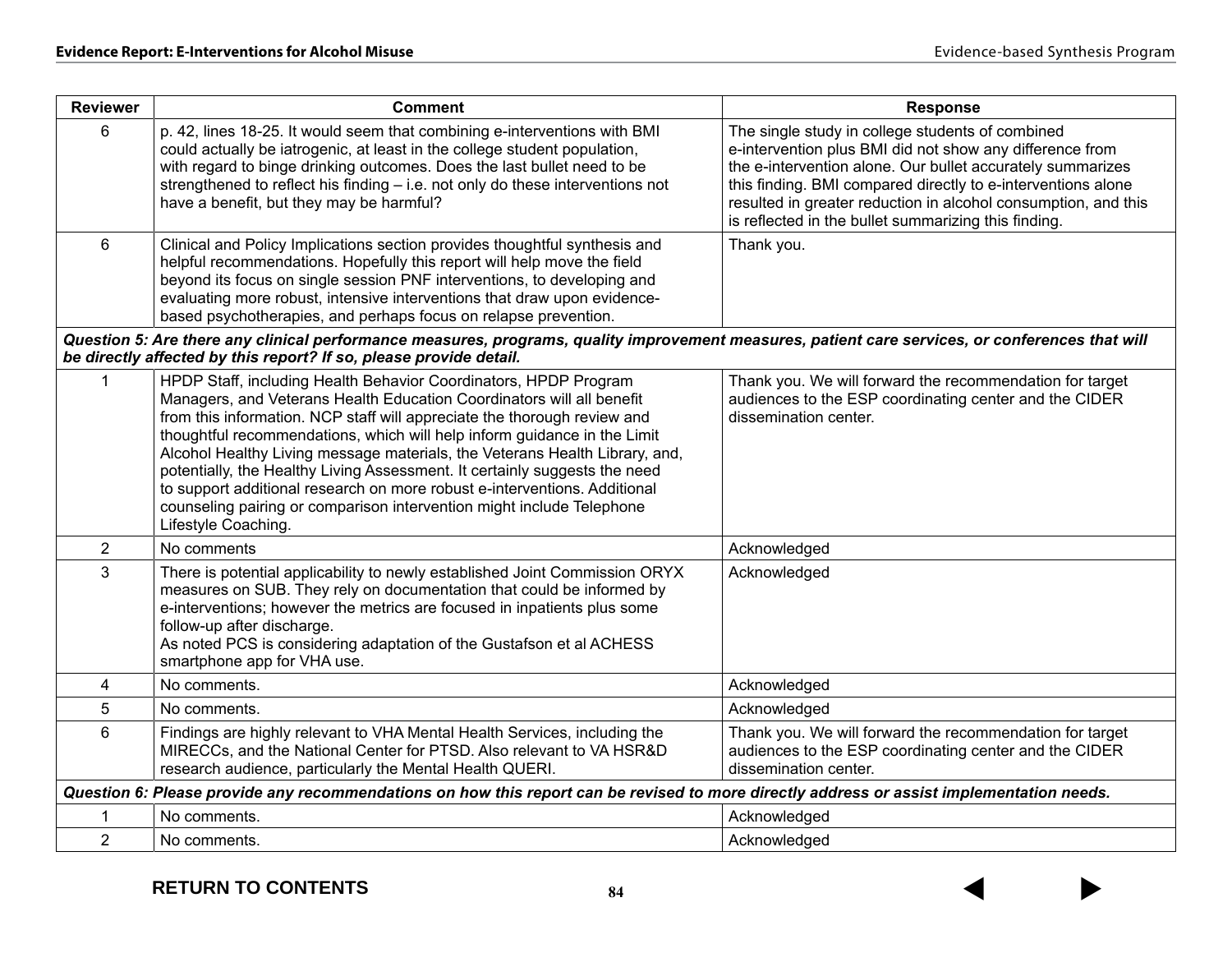| Reviewer | Comment | Response |
|---|---|---|
| 6 | p. 42, lines 18-25. It would seem that combining e-interventions with BMI could actually be iatrogenic, at least in the college student population, with regard to binge drinking outcomes. Does the last bullet need to be strengthened to reflect his finding – i.e. not only do these interventions not have a benefit, but they may be harmful? | The single study in college students of combined e-intervention plus BMI did not show any difference from the e-intervention alone. Our bullet accurately summarizes this finding. BMI compared directly to e-interventions alone resulted in greater reduction in alcohol consumption, and this is reflected in the bullet summarizing this finding. |
| 6 | Clinical and Policy Implications section provides thoughtful synthesis and helpful recommendations. Hopefully this report will help move the field beyond its focus on single session PNF interventions, to developing and evaluating more robust, intensive interventions that draw upon evidence-based psychotherapies, and perhaps focus on relapse prevention. | Thank you. |
| ***Question 5: Are there any clinical performance measures, programs, quality improvement measures, patient care services, or conferences that will be directly affected by this report? If so, please provide detail.*** | | |
| 1 | HPDP Staff, including Health Behavior Coordinators, HPDP Program Managers, and Veterans Health Education Coordinators will all benefit from this information. NCP staff will appreciate the thorough review and thoughtful recommendations, which will help inform guidance in the Limit Alcohol Healthy Living message materials, the Veterans Health Library, and, potentially, the Healthy Living Assessment. It certainly suggests the need to support additional research on more robust e-interventions. Additional counseling pairing or comparison intervention might include Telephone Lifestyle Coaching. | Thank you. We will forward the recommendation for target audiences to the ESP coordinating center and the CIDER dissemination center. |
| 2 | No comments | Acknowledged |
| 3 | There is potential applicability to newly established Joint Commission ORYX measures on SUB. They rely on documentation that could be informed by e-interventions; however the metrics are focused in inpatients plus some follow-up after discharge.<br>As noted PCS is considering adaptation of the Gustafson et al ACHESS smartphone app for VHA use. | Acknowledged |
| 4 | No comments. | Acknowledged |
| 5 | No comments. | Acknowledged |
| 6 | Findings are highly relevant to VHA Mental Health Services, including the MIRECCs, and the National Center for PTSD. Also relevant to VA HSR&D research audience, particularly the Mental Health QUERI. | Thank you. We will forward the recommendation for target audiences to the ESP coordinating center and the CIDER dissemination center. |
| ***Question 6: Please provide any recommendations on how this report can be revised to more directly address or assist implementation needs.*** | | |
| 1 | No comments. | Acknowledged |
| 2 | No comments. | Acknowledged |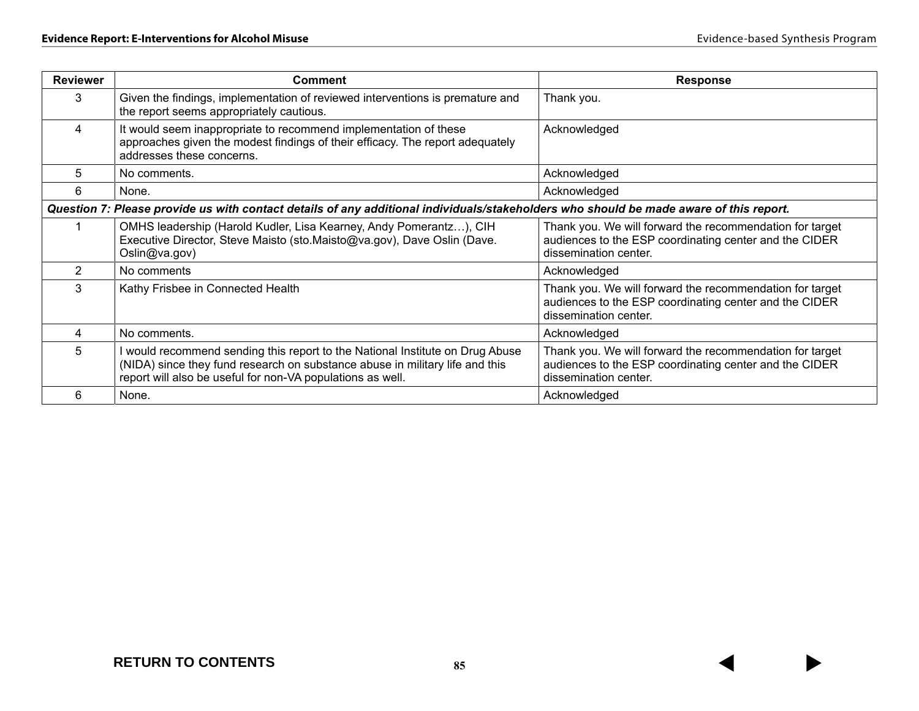| Reviewer | Comment | Response |
|---|---|---|
| 3 | Given the findings, implementation of reviewed interventions is premature and the report seems appropriately cautious. | Thank you. |
| 4 | It would seem inappropriate to recommend implementation of these approaches given the modest findings of their efficacy. The report adequately addresses these concerns. | Acknowledged |
| 5 | No comments. | Acknowledged |
| 6 | None. | Acknowledged |
| ***Question 7: Please provide us with contact details of any additional individuals/stakeholders who should be made aware of this report.*** | | |
| 1 | OMHS leadership (Harold Kudler, Lisa Kearney, Andy Pomerantz…), CIH Executive Director, Steve Maisto (sto.Maisto@va.gov), Dave Oslin (Dave.Oslin@va.gov) | Thank you. We will forward the recommendation for target audiences to the ESP coordinating center and the CIDER dissemination center. |
| 2 | No comments | Acknowledged |
| 3 | Kathy Frisbee in Connected Health | Thank you. We will forward the recommendation for target audiences to the ESP coordinating center and the CIDER dissemination center. |
| 4 | No comments. | Acknowledged |
| 5 | I would recommend sending this report to the National Institute on Drug Abuse (NIDA) since they fund research on substance abuse in military life and this report will also be useful for non-VA populations as well. | Thank you. We will forward the recommendation for target audiences to the ESP coordinating center and the CIDER dissemination center. |
| 6 | None. | Acknowledged |

RETURN TO CONTENTS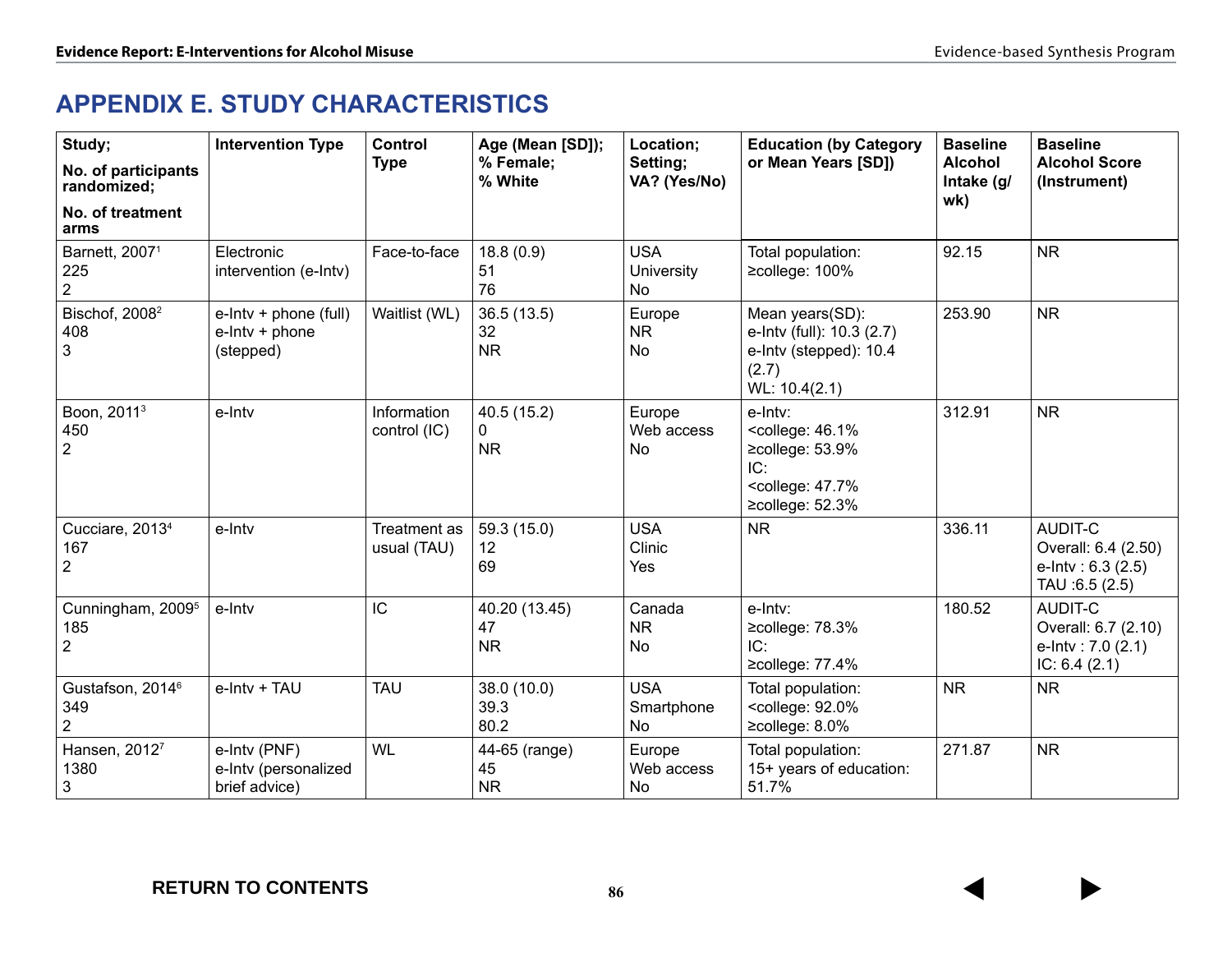## APPENDIX E. STUDY CHARACTERISTICS

| Study;<br>No. of participants randomized;<br>No. of treatment arms | Intervention Type | Control Type | Age (Mean [SD]);<br>% Female;<br>% White | Location;<br>Setting;<br>VA? (Yes/No) | Education (by Category or Mean Years [SD]) | Baseline Alcohol Intake (g/wk) | Baseline Alcohol Score (Instrument) |
|---|---|---|---|---|---|---|---|
| Barnett, 2007[1]<br>225<br>2 | Electronic intervention (e-Intv) | Face-to-face | 18.8 (0.9)<br>51<br>76 | USA<br>University<br>No | Total population:<br>≥college: 100% | 92.15 | NR |
| Bischof, 2008[2]<br>408<br>3 | e-Intv + phone (full)<br>e-Intv + phone (stepped) | Waitlist (WL) | 36.5 (13.5)<br>32<br>NR | Europe<br>NR<br>No | Mean years(SD):<br>e-Intv (full): 10.3 (2.7)<br>e-Intv (stepped): 10.4 (2.7)<br>WL: 10.4(2.1) | 253.90 | NR |
| Boon, 2011[3]<br>450<br>2 | e-Intv | Information control (IC) | 40.5 (15.2)<br>0<br>NR | Europe<br>Web access<br>No | e-Intv:<br><college: 46.1%<br>≥college: 53.9%<br>IC:<br><college: 47.7%<br>≥college: 52.3% | 312.91 | NR |
| Cucciare, 2013[4]<br>167<br>2 | e-Intv | Treatment as usual (TAU) | 59.3 (15.0)<br>12<br>69 | USA<br>Clinic<br>Yes | NR | 336.11 | AUDIT-C<br>Overall: 6.4 (2.50)<br>e-Intv : 6.3 (2.5)<br>TAU :6.5 (2.5) |
| Cunningham, 2009[5]<br>185<br>2 | e-Intv | IC | 40.20 (13.45)<br>47<br>NR | Canada<br>NR<br>No | e-Intv:<br>≥college: 78.3%<br>IC:<br>≥college: 77.4% | 180.52 | AUDIT-C<br>Overall: 6.7 (2.10)<br>e-Intv : 7.0 (2.1)<br>IC: 6.4 (2.1) |
| Gustafson, 2014[6]<br>349<br>2 | e-Intv + TAU | TAU | 38.0 (10.0)<br>39.3<br>80.2 | USA<br>Smartphone<br>No | Total population:<br><college: 92.0%<br>≥college: 8.0% | NR | NR |
| Hansen, 2012[7]<br>1380<br>3 | e-Intv (PNF)<br>e-Intv (personalized brief advice) | WL | 44-65 (range)<br>45<br>NR | Europe<br>Web access<br>No | Total population:<br>15+ years of education: 51.7% | 271.87 | NR |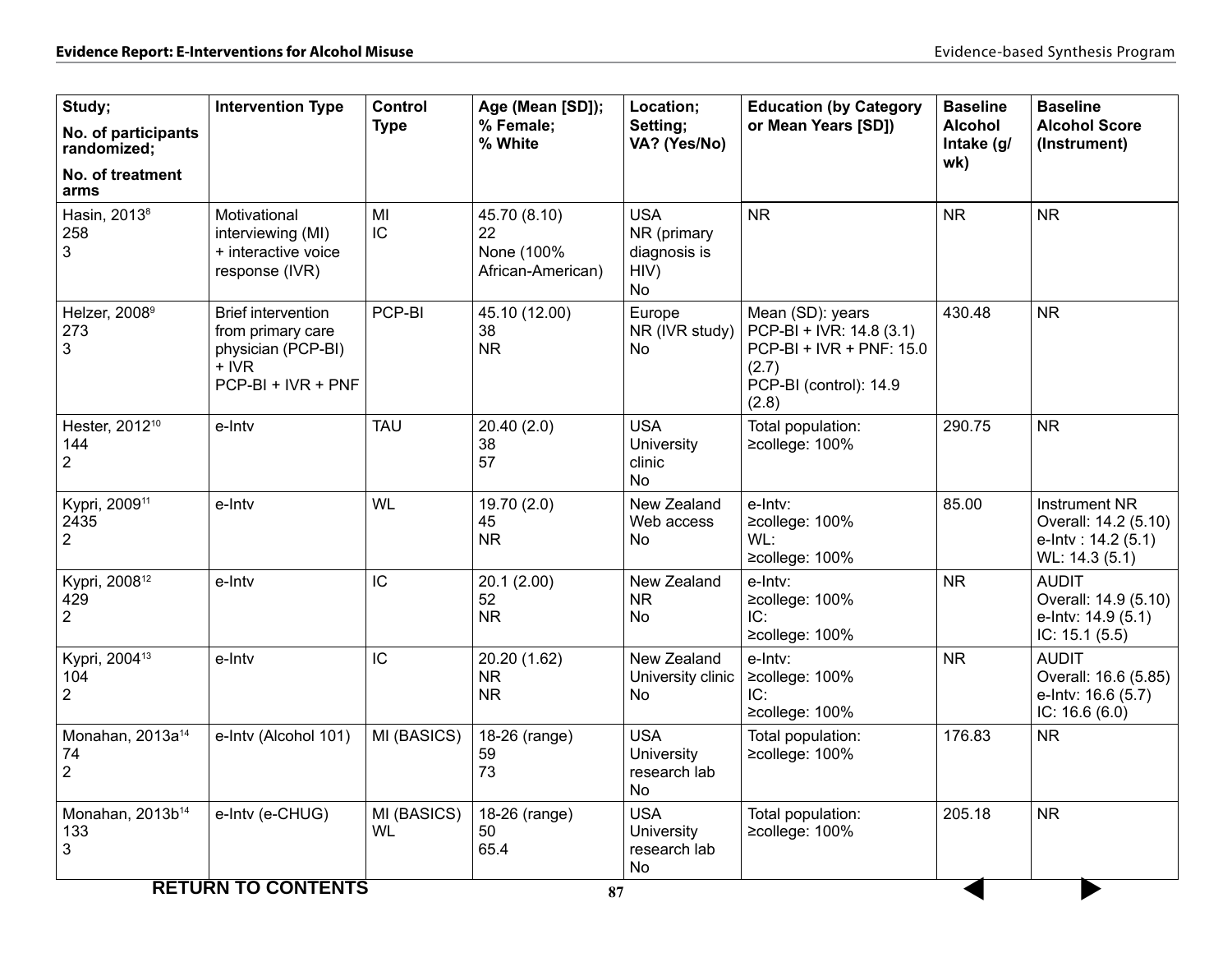| Study; No. of participants randomized; No. of treatment arms | Intervention Type | Control Type | Age (Mean [SD]); % Female; % White | Location; Setting; VA? (Yes/No) | Education (by Category or Mean Years [SD]) | Baseline Alcohol Intake (g/wk) | Baseline Alcohol Score (Instrument) |
|---|---|---|---|---|---|---|---|
| Hasin, 2013[8]<br>258<br>3 | Motivational interviewing (MI) + interactive voice response (IVR) | MI<br>IC | 45.70 (8.10)<br>22<br>None (100% African-American) | USA<br>NR (primary diagnosis is HIV)<br>No | NR | NR | NR |
| Helzer, 2008[9]<br>273<br>3 | Brief intervention from primary care physician (PCP-BI) + IVR<br>PCP-BI + IVR + PNF | PCP-BI | 45.10 (12.00)<br>38<br>NR | Europe<br>NR (IVR study)<br>No | Mean (SD): years<br>PCP-BI + IVR: 14.8 (3.1)<br>PCP-BI + IVR + PNF: 15.0 (2.7)<br>PCP-BI (control): 14.9 (2.8) | 430.48 | NR |
| Hester, 2012[10]<br>144<br>2 | e-Intv | TAU | 20.40 (2.0)<br>38<br>57 | USA<br>University clinic<br>No | Total population:<br>≥college: 100% | 290.75 | NR |
| Kypri, 2009[11]<br>2435<br>2 | e-Intv | WL | 19.70 (2.0)<br>45<br>NR | New Zealand<br>Web access<br>No | e-Intv:<br>≥college: 100%<br>WL:<br>≥college: 100% | 85.00 | Instrument NR<br>Overall: 14.2 (5.10)<br>e-Intv : 14.2 (5.1)<br>WL: 14.3 (5.1) |
| Kypri, 2008[12]<br>429<br>2 | e-Intv | IC | 20.1 (2.00)<br>52<br>NR | New Zealand<br>NR<br>No | e-Intv:<br>≥college: 100%<br>IC:<br>≥college: 100% | NR | AUDIT<br>Overall: 14.9 (5.10)<br>e-Intv: 14.9 (5.1)<br>IC: 15.1 (5.5) |
| Kypri, 2004[13]<br>104<br>2 | e-Intv | IC | 20.20 (1.62)<br>NR<br>NR | New Zealand<br>University clinic<br>No | e-Intv:<br>≥college: 100%<br>IC:<br>≥college: 100% | NR | AUDIT<br>Overall: 16.6 (5.85)<br>e-Intv: 16.6 (5.7)<br>IC: 16.6 (6.0) |
| Monahan, 2013a[14]<br>74<br>2 | e-Intv (Alcohol 101) | MI (BASICS) | 18-26 (range)<br>59<br>73 | USA<br>University research lab<br>No | Total population:<br>≥college: 100% | 176.83 | NR |
| Monahan, 2013b[14]<br>133<br>3 | e-Intv (e-CHUG) | MI (BASICS)<br>WL | 18-26 (range)<br>50<br>65.4 | USA<br>University research lab<br>No | Total population:<br>≥college: 100% | 205.18 | NR |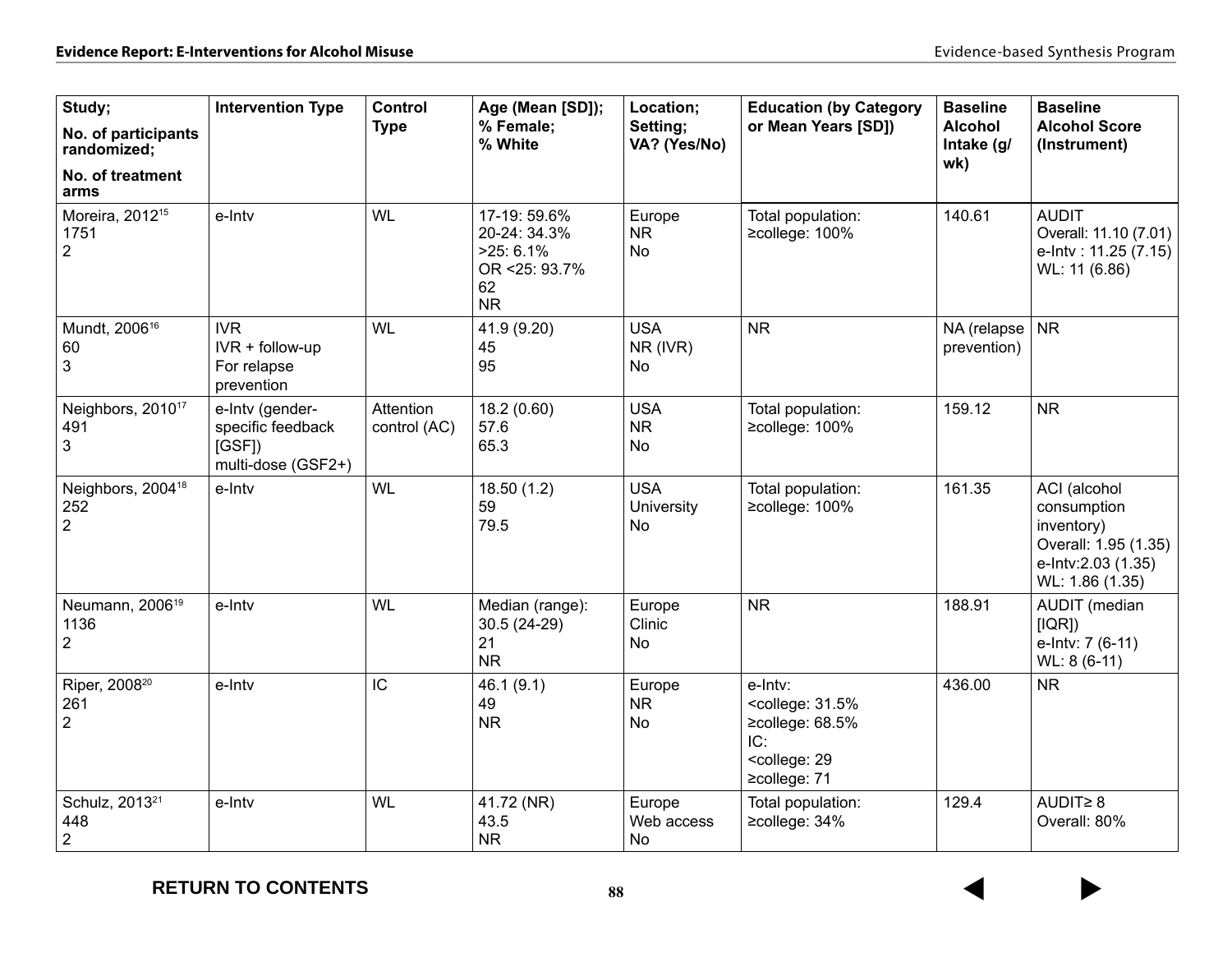| Study; No. of participants randomized; No. of treatment arms | Intervention Type | Control Type | Age (Mean [SD]); % Female; % White | Location; Setting; VA? (Yes/No) | Education (by Category or Mean Years [SD]) | Baseline Alcohol Intake (g/wk) | Baseline Alcohol Score (Instrument) |
|---|---|---|---|---|---|---|---|
| Moreira, 2012[15] 1751 2 | e-Intv | WL | 17-19: 59.6% 20-24: 34.3% >25: 6.1% OR <25: 93.7% 62 NR | Europe NR No | Total population: ≥college: 100% | 140.61 | AUDIT Overall: 11.10 (7.01) e-Intv : 11.25 (7.15) WL: 11 (6.86) |
| Mundt, 2006[16] 60 3 | IVR IVR + follow-up For relapse prevention | WL | 41.9 (9.20) 45 95 | USA NR (IVR) No | NR | NA (relapse prevention) | NR |
| Neighbors, 2010[17] 491 3 | e-Intv (gender-specific feedback [GSF]) multi-dose (GSF2+) | Attention control (AC) | 18.2 (0.60) 57.6 65.3 | USA NR No | Total population: ≥college: 100% | 159.12 | NR |
| Neighbors, 2004[18] 252 2 | e-Intv | WL | 18.50 (1.2) 59 79.5 | USA University No | Total population: ≥college: 100% | 161.35 | ACI (alcohol consumption inventory) Overall: 1.95 (1.35) e-Intv:2.03 (1.35) WL: 1.86 (1.35) |
| Neumann, 2006[19] 1136 2 | e-Intv | WL | Median (range): 30.5 (24-29) 21 NR | Europe Clinic No | NR | 188.91 | AUDIT (median [IQR]) e-Intv: 7 (6-11) WL: 8 (6-11) |
| Riper, 2008[20] 261 2 | e-Intv | IC | 46.1 (9.1) 49 NR | Europe NR No | e-Intv: <college: 31.5% ≥college: 68.5% IC: <college: 29 ≥college: 71 | 436.00 | NR |
| Schulz, 2013[21] 448 2 | e-Intv | WL | 41.72 (NR) 43.5 NR | Europe Web access No | Total population: ≥college: 34% | 129.4 | AUDIT≥ 8 Overall: 80% |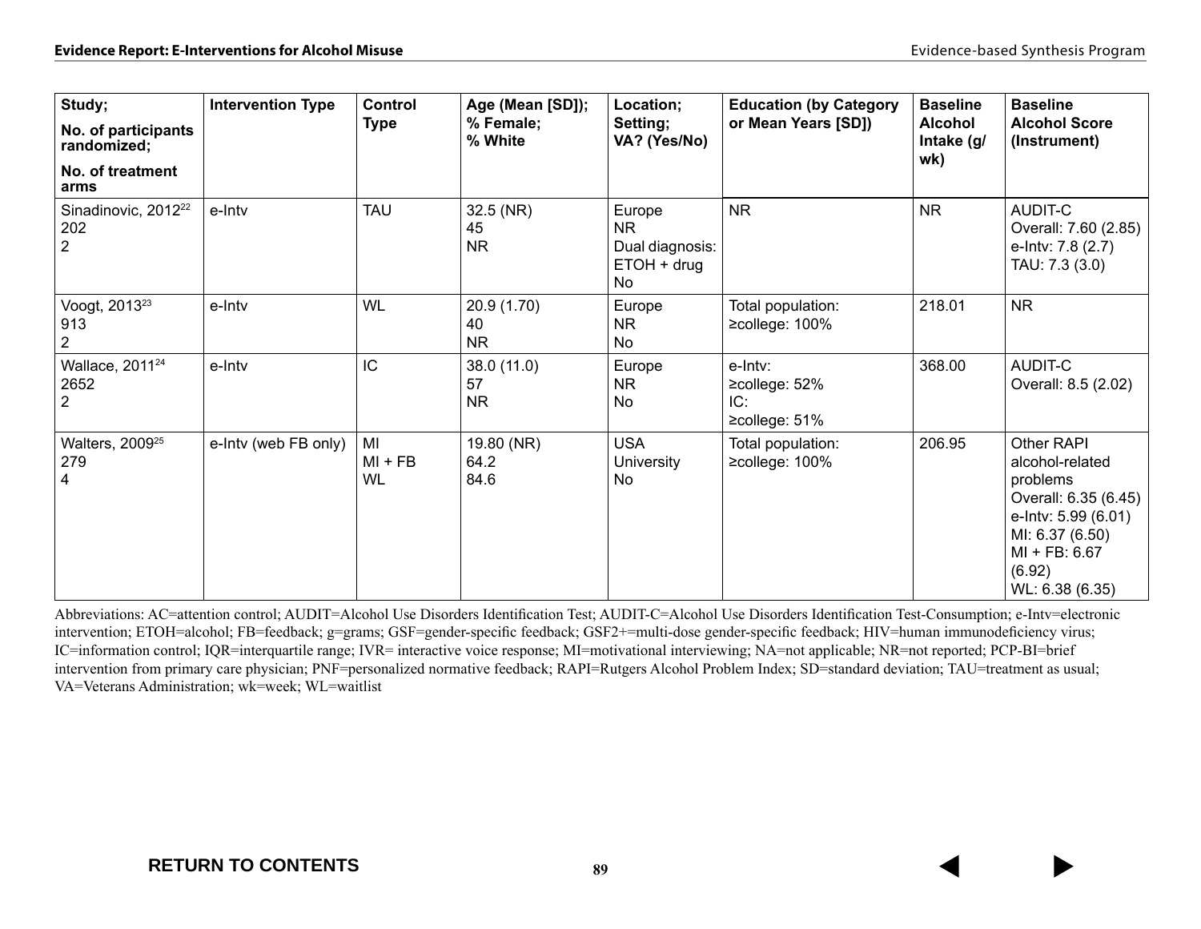| Study;<br>No. of participants randomized;<br>No. of treatment arms | Intervention Type | Control Type | Age (Mean [SD]);<br>% Female;<br>% White | Location;<br>Setting;<br>VA? (Yes/No) | Education (by Category or Mean Years [SD]) | Baseline Alcohol Intake (g/wk) | Baseline Alcohol Score (Instrument) |
|---|---|---|---|---|---|---|---|
| Sinadinovic, 2012[22]<br>202<br>2 | e-Intv | TAU | 32.5 (NR)<br>45<br>NR | Europe<br>NR<br>Dual diagnosis: ETOH + drug<br>No | NR | NR | AUDIT-C<br>Overall: 7.60 (2.85)<br>e-Intv: 7.8 (2.7)<br>TAU: 7.3 (3.0) |
| Voogt, 2013[23]<br>913<br>2 | e-Intv | WL | 20.9 (1.70)<br>40<br>NR | Europe<br>NR<br>No | Total population:<br>≥college: 100% | 218.01 | NR |
| Wallace, 2011[24]<br>2652<br>2 | e-Intv | IC | 38.0 (11.0)<br>57<br>NR | Europe<br>NR<br>No | e-Intv:<br>≥college: 52%<br>IC:<br>≥college: 51% | 368.00 | AUDIT-C<br>Overall: 8.5 (2.02) |
| Walters, 2009[25]<br>279<br>4 | e-Intv (web FB only) | MI<br>MI + FB<br>WL | 19.80 (NR)<br>64.2<br>84.6 | USA<br>University<br>No | Total population:<br>≥college: 100% | 206.95 | Other RAPI alcohol-related problems<br>Overall: 6.35 (6.45)<br>e-Intv: 5.99 (6.01)<br>MI: 6.37 (6.50)<br>MI + FB: 6.67 (6.92)<br>WL: 6.38 (6.35) |

Abbreviations: AC=attention control; AUDIT=Alcohol Use Disorders Identification Test; AUDIT-C=Alcohol Use Disorders Identification Test-Consumption; e-Intv=electronic intervention; ETOH=alcohol; FB=feedback; g=grams; GSF=gender-specific feedback; GSF2+=multi-dose gender-specific feedback; HIV=human immunodeficiency virus; IC=information control; IQR=interquartile range; IVR= interactive voice response; MI=motivational interviewing; NA=not applicable; NR=not reported; PCP-BI=brief intervention from primary care physician; PNF=personalized normative feedback; RAPI=Rutgers Alcohol Problem Index; SD=standard deviation; TAU=treatment as usual; VA=Veterans Administration; wk=week; WL=waitlist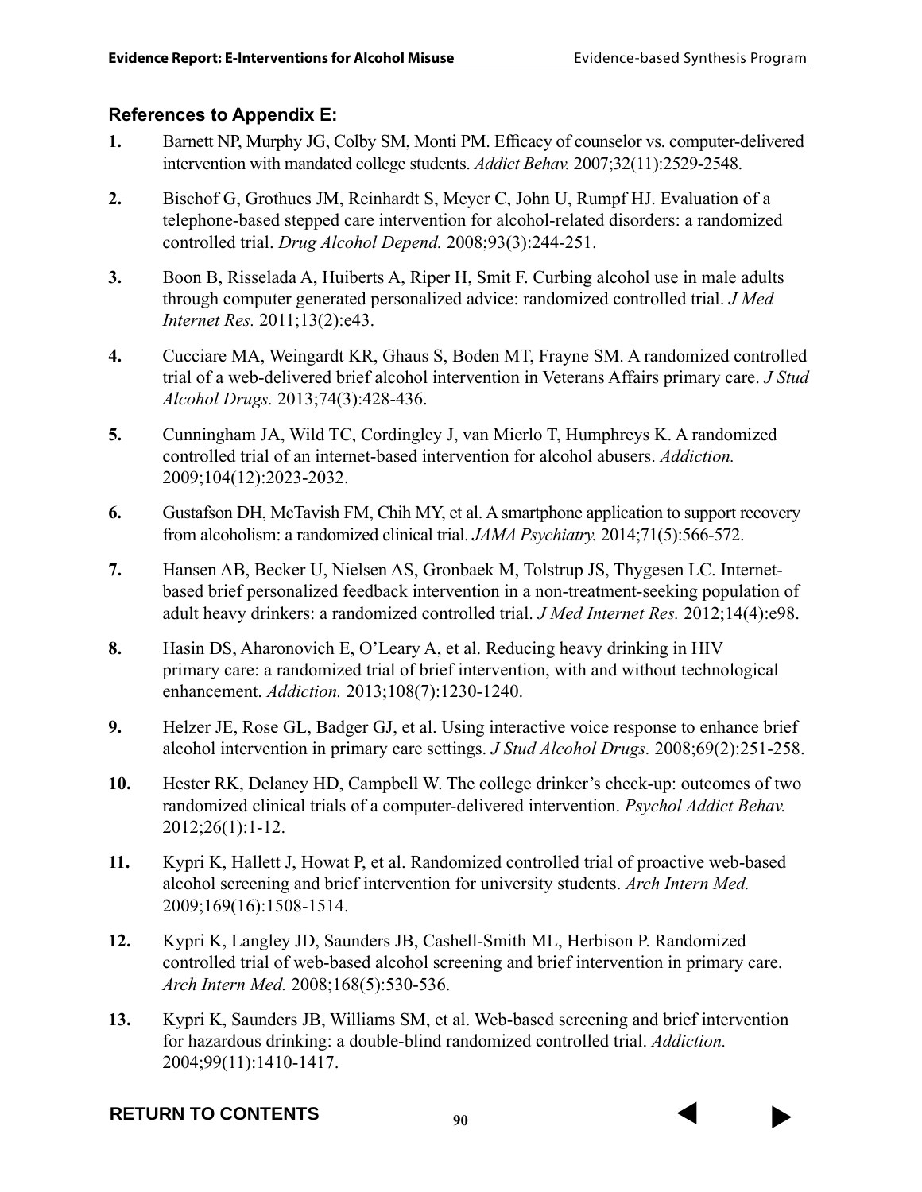### References to Appendix E:

1. Barnett NP, Murphy JG, Colby SM, Monti PM. Efficacy of counselor vs. computer-delivered intervention with mandated college students. *Addict Behav.* 2007;32(11):2529-2548.
2. Bischof G, Grothues JM, Reinhardt S, Meyer C, John U, Rumpf HJ. Evaluation of a telephone-based stepped care intervention for alcohol-related disorders: a randomized controlled trial. *Drug Alcohol Depend.* 2008;93(3):244-251.
3. Boon B, Risselada A, Huiberts A, Riper H, Smit F. Curbing alcohol use in male adults through computer generated personalized advice: randomized controlled trial. *J Med Internet Res.* 2011;13(2):e43.
4. Cucciare MA, Weingardt KR, Ghaus S, Boden MT, Frayne SM. A randomized controlled trial of a web-delivered brief alcohol intervention in Veterans Affairs primary care. *J Stud Alcohol Drugs.* 2013;74(3):428-436.
5. Cunningham JA, Wild TC, Cordingley J, van Mierlo T, Humphreys K. A randomized controlled trial of an internet-based intervention for alcohol abusers. *Addiction.* 2009;104(12):2023-2032.
6. Gustafson DH, McTavish FM, Chih MY, et al. A smartphone application to support recovery from alcoholism: a randomized clinical trial. *JAMA Psychiatry.* 2014;71(5):566-572.
7. Hansen AB, Becker U, Nielsen AS, Gronbaek M, Tolstrup JS, Thygesen LC. Internet-based brief personalized feedback intervention in a non-treatment-seeking population of adult heavy drinkers: a randomized controlled trial. *J Med Internet Res.* 2012;14(4):e98.
8. Hasin DS, Aharonovich E, O'Leary A, et al. Reducing heavy drinking in HIV primary care: a randomized trial of brief intervention, with and without technological enhancement. *Addiction.* 2013;108(7):1230-1240.
9. Helzer JE, Rose GL, Badger GJ, et al. Using interactive voice response to enhance brief alcohol intervention in primary care settings. *J Stud Alcohol Drugs.* 2008;69(2):251-258.
10. Hester RK, Delaney HD, Campbell W. The college drinker's check-up: outcomes of two randomized clinical trials of a computer-delivered intervention. *Psychol Addict Behav.* 2012;26(1):1-12.
11. Kypri K, Hallett J, Howat P, et al. Randomized controlled trial of proactive web-based alcohol screening and brief intervention for university students. *Arch Intern Med.* 2009;169(16):1508-1514.
12. Kypri K, Langley JD, Saunders JB, Cashell-Smith ML, Herbison P. Randomized controlled trial of web-based alcohol screening and brief intervention in primary care. *Arch Intern Med.* 2008;168(5):530-536.
13. Kypri K, Saunders JB, Williams SM, et al. Web-based screening and brief intervention for hazardous drinking: a double-blind randomized controlled trial. *Addiction.* 2004;99(11):1410-1417.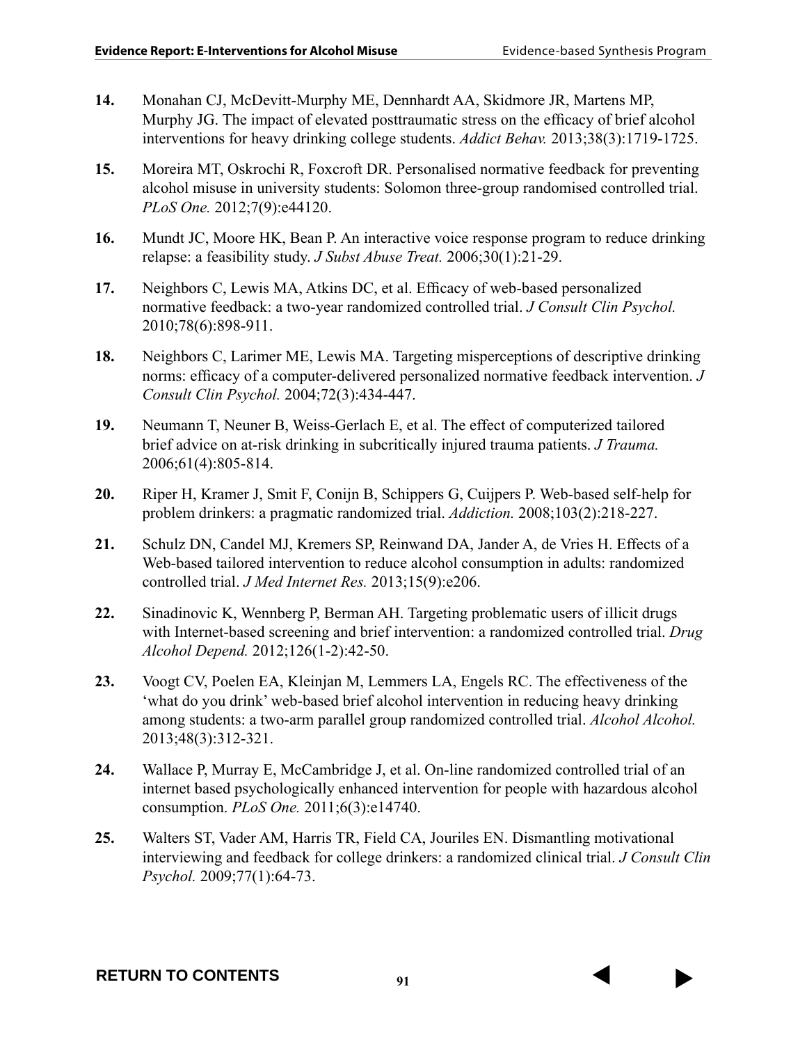14. Monahan CJ, McDevitt-Murphy ME, Dennhardt AA, Skidmore JR, Martens MP, Murphy JG. The impact of elevated posttraumatic stress on the efficacy of brief alcohol interventions for heavy drinking college students. *Addict Behav.* 2013;38(3):1719-1725.

15. Moreira MT, Oskrochi R, Foxcroft DR. Personalised normative feedback for preventing alcohol misuse in university students: Solomon three-group randomised controlled trial. *PLoS One.* 2012;7(9):e44120.

16. Mundt JC, Moore HK, Bean P. An interactive voice response program to reduce drinking relapse: a feasibility study. *J Subst Abuse Treat.* 2006;30(1):21-29.

17. Neighbors C, Lewis MA, Atkins DC, et al. Efficacy of web-based personalized normative feedback: a two-year randomized controlled trial. *J Consult Clin Psychol.* 2010;78(6):898-911.

18. Neighbors C, Larimer ME, Lewis MA. Targeting misperceptions of descriptive drinking norms: efficacy of a computer-delivered personalized normative feedback intervention. *J Consult Clin Psychol.* 2004;72(3):434-447.

19. Neumann T, Neuner B, Weiss-Gerlach E, et al. The effect of computerized tailored brief advice on at-risk drinking in subcritically injured trauma patients. *J Trauma.* 2006;61(4):805-814.

20. Riper H, Kramer J, Smit F, Conijn B, Schippers G, Cuijpers P. Web-based self-help for problem drinkers: a pragmatic randomized trial. *Addiction.* 2008;103(2):218-227.

21. Schulz DN, Candel MJ, Kremers SP, Reinwand DA, Jander A, de Vries H. Effects of a Web-based tailored intervention to reduce alcohol consumption in adults: randomized controlled trial. *J Med Internet Res.* 2013;15(9):e206.

22. Sinadinovic K, Wennberg P, Berman AH. Targeting problematic users of illicit drugs with Internet-based screening and brief intervention: a randomized controlled trial. *Drug Alcohol Depend.* 2012;126(1-2):42-50.

23. Voogt CV, Poelen EA, Kleinjan M, Lemmers LA, Engels RC. The effectiveness of the 'what do you drink' web-based brief alcohol intervention in reducing heavy drinking among students: a two-arm parallel group randomized controlled trial. *Alcohol Alcohol.* 2013;48(3):312-321.

24. Wallace P, Murray E, McCambridge J, et al. On-line randomized controlled trial of an internet based psychologically enhanced intervention for people with hazardous alcohol consumption. *PLoS One.* 2011;6(3):e14740.

25. Walters ST, Vader AM, Harris TR, Field CA, Jouriles EN. Dismantling motivational interviewing and feedback for college drinkers: a randomized clinical trial. *J Consult Clin Psychol.* 2009;77(1):64-73.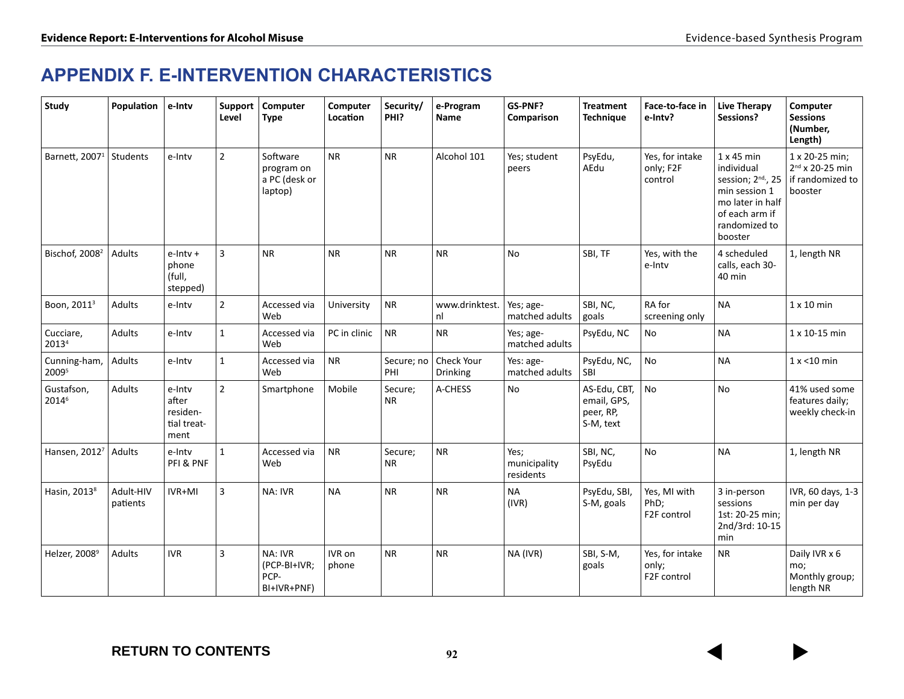# APPENDIX F. E-INTERVENTION CHARACTERISTICS

| Study | Population | e-Intv | Support Level | Computer Type | Computer Location | Security/ PHI? | e-Program Name | GS-PNF? Comparison | Treatment Technique | Face-to-face in e-Intv? | Live Therapy Sessions? | Computer Sessions (Number, Length) |
|---|---|---|---|---|---|---|---|---|---|---|---|---|
| Barnett, 2007[1] | Students | e-Intv | 2 | Software program on a PC (desk or laptop) | NR | NR | Alcohol 101 | Yes; student peers | PsyEdu, AEdu | Yes, for intake only; F2F control | 1 x 45 min individual session; 2nd, 25 min session 1 mo later in half of each arm if randomized to booster | 1 x 20-25 min; 2nd x 20-25 min if randomized to booster |
| Bischof, 2008[2] | Adults | e-Intv + phone (full, stepped) | 3 | NR | NR | NR | NR | No | SBI, TF | Yes, with the e-Intv | 4 scheduled calls, each 30-40 min | 1, length NR |
| Boon, 2011[3] | Adults | e-Intv | 2 | Accessed via Web | University | NR | www.drinktest.nl | Yes; age-matched adults | SBI, NC, goals | RA for screening only | NA | 1 x 10 min |
| Cucciare, 2013[4] | Adults | e-Intv | 1 | Accessed via Web | PC in clinic | NR | NR | Yes; age-matched adults | PsyEdu, NC | No | NA | 1 x 10-15 min |
| Cunning-ham, 2009[5] | Adults | e-Intv | 1 | Accessed via Web | NR | Secure; no PHI | Check Your Drinking | Yes: age-matched adults | PsyEdu, NC, SBI | No | NA | 1 x <10 min |
| Gustafson, 2014[6] | Adults | e-Intv after residen-tial treat-ment | 2 | Smartphone | Mobile | Secure; NR | A-CHESS | No | AS-Edu, CBT, email, GPS, peer, RP, S-M, text | No | No | 41% used some features daily; weekly check-in |
| Hansen, 2012[7] | Adults | e-Intv PFI & PNF | 1 | Accessed via Web | NR | Secure; NR | NR | Yes; municipality residents | SBI, NC, PsyEdu | No | NA | 1, length NR |
| Hasin, 2013[8] | Adult-HIV patients | IVR+MI | 3 | NA: IVR | NA | NR | NR | NA (IVR) | PsyEdu, SBI, S-M, goals | Yes, MI with PhD; F2F control | 3 in-person sessions 1st: 20-25 min; 2nd/3rd: 10-15 min | IVR, 60 days, 1-3 min per day |
| Helzer, 2008[9] | Adults | IVR | 3 | NA: IVR (PCP-BI+IVR; PCP-BI+IVR+PNF) | IVR on phone | NR | NR | NA (IVR) | SBI, S-M, goals | Yes, for intake only; F2F control | NR | Daily IVR x 6 mo; Monthly group; length NR |

RETURN TO CONTENTS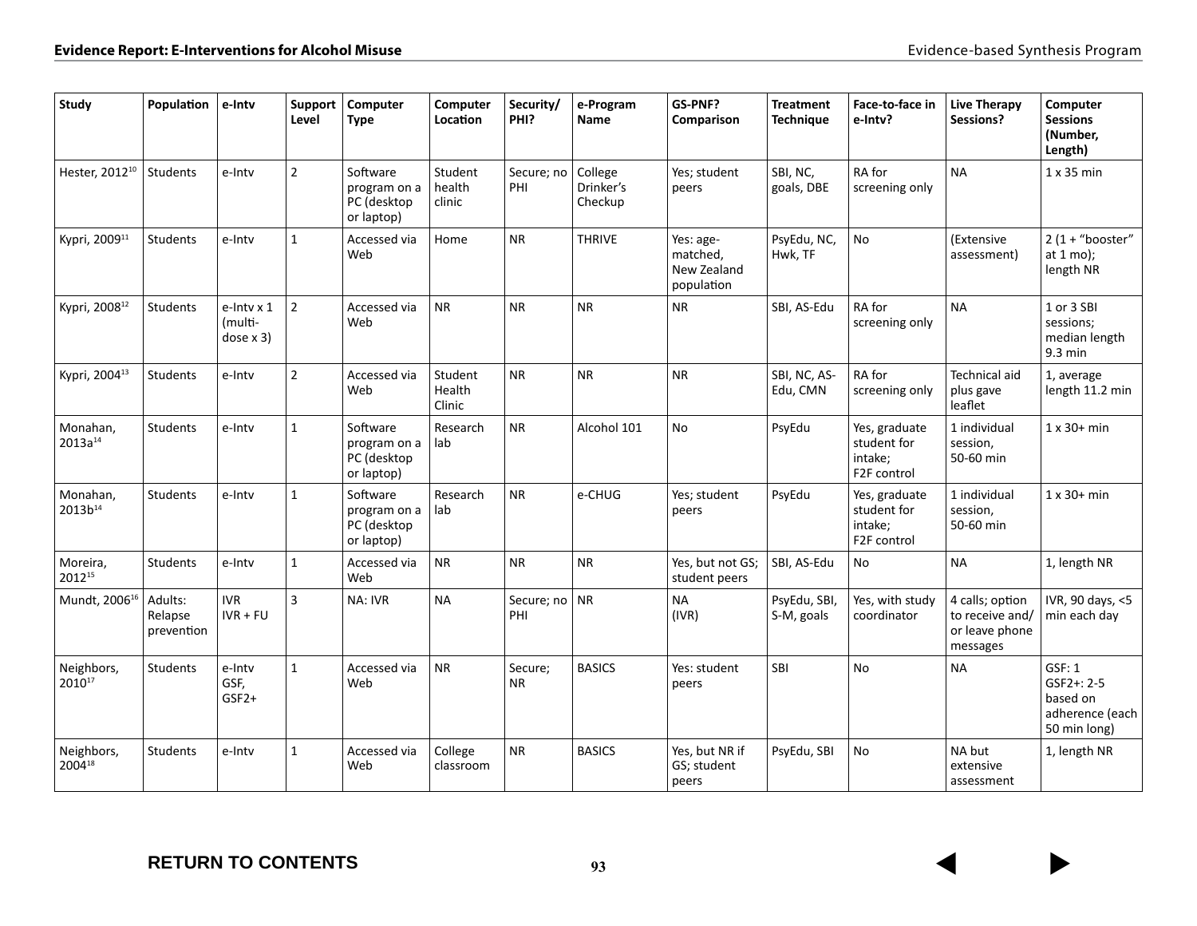| Study | Population | e-Intv | Support Level | Computer Type | Computer Location | Security/ PHI? | e-Program Name | GS-PNF? Comparison | Treatment Technique | Face-to-face in e-Intv? | Live Therapy Sessions? | Computer Sessions (Number, Length) |
|---|---|---|---|---|---|---|---|---|---|---|---|---|
| Hester, 2012[10] | Students | e-Intv | 2 | Software program on a PC (desktop or laptop) | Student health clinic | Secure; no PHI | College Drinker's Checkup | Yes; student peers | SBI, NC, goals, DBE | RA for screening only | NA | 1 x 35 min |
| Kypri, 2009[11] | Students | e-Intv | 1 | Accessed via Web | Home | NR | THRIVE | Yes: age-matched, New Zealand population | PsyEdu, NC, Hwk, TF | No | (Extensive assessment) | 2 (1 + "booster" at 1 mo); length NR |
| Kypri, 2008[12] | Students | e-Intv x 1 (multi-dose x 3) | 2 | Accessed via Web | NR | NR | NR | NR | SBI, AS-Edu | RA for screening only | NA | 1 or 3 SBI sessions; median length 9.3 min |
| Kypri, 2004[13] | Students | e-Intv | 2 | Accessed via Web | Student Health Clinic | NR | NR | NR | SBI, NC, AS-Edu, CMN | RA for screening only | Technical aid plus gave leaflet | 1, average length 11.2 min |
| Monahan, 2013a[14] | Students | e-Intv | 1 | Software program on a PC (desktop or laptop) | Research lab | NR | Alcohol 101 | No | PsyEdu | Yes, graduate student for intake; F2F control | 1 individual session, 50-60 min | 1 x 30+ min |
| Monahan, 2013b[14] | Students | e-Intv | 1 | Software program on a PC (desktop or laptop) | Research lab | NR | e-CHUG | Yes; student peers | PsyEdu | Yes, graduate student for intake; F2F control | 1 individual session, 50-60 min | 1 x 30+ min |
| Moreira, 2012[15] | Students | e-Intv | 1 | Accessed via Web | NR | NR | NR | Yes, but not GS; student peers | SBI, AS-Edu | No | NA | 1, length NR |
| Mundt, 2006[16] | Adults: Relapse prevention | IVR IVR + FU | 3 | NA: IVR | NA | Secure; no PHI | NR | NA (IVR) | PsyEdu, SBI, S-M, goals | Yes, with study coordinator | 4 calls; option to receive and/ or leave phone messages | IVR, 90 days, <5 min each day |
| Neighbors, 2010[17] | Students | e-Intv GSF, GSF2+ | 1 | Accessed via Web | NR | Secure; NR | BASICS | Yes: student peers | SBI | No | NA | GSF: 1 GSF2+: 2-5 based on adherence (each 50 min long) |
| Neighbors, 2004[18] | Students | e-Intv | 1 | Accessed via Web | College classroom | NR | BASICS | Yes, but NR if GS; student peers | PsyEdu, SBI | No | NA but extensive assessment | 1, length NR |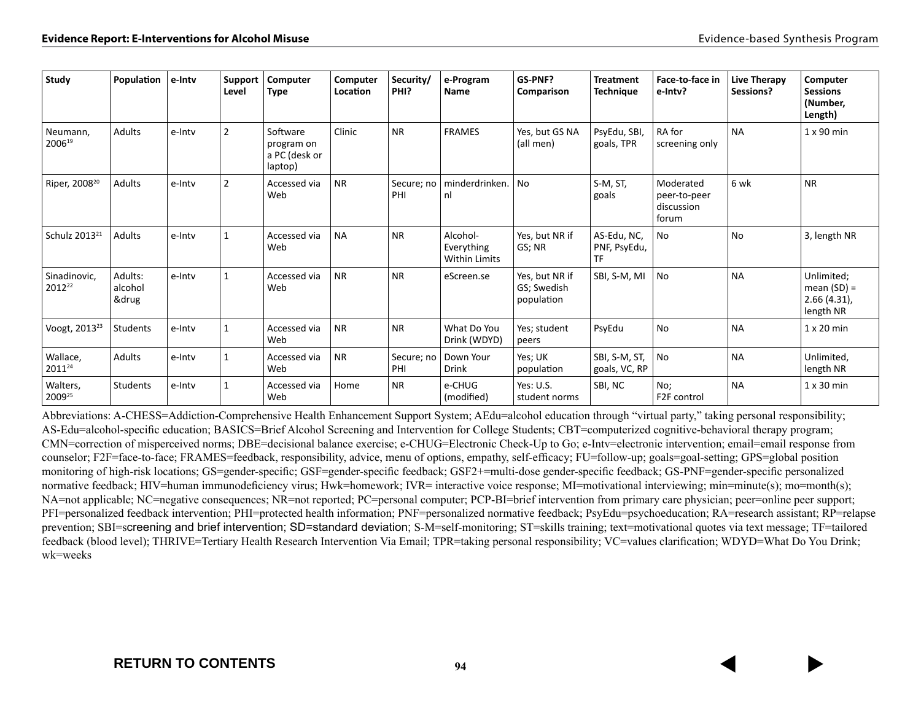| Study | Population | e-Intv | Support Level | Computer Type | Computer Location | Security/ PHI? | e-Program Name | GS-PNF? Comparison | Treatment Technique | Face-to-face in e-Intv? | Live Therapy Sessions? | Computer Sessions (Number, Length) |
|---|---|---|---|---|---|---|---|---|---|---|---|---|
| Neumann, 2006[19] | Adults | e-Intv | 2 | Software program on a PC (desk or laptop) | Clinic | NR | FRAMES | Yes, but GS NA (all men) | PsyEdu, SBI, goals, TPR | RA for screening only | NA | 1 x 90 min |
| Riper, 2008[20] | Adults | e-Intv | 2 | Accessed via Web | NR | Secure; no PHI | minderdrinken.nl | No | S-M, ST, goals | Moderated peer-to-peer discussion forum | 6 wk | NR |
| Schulz 2013[21] | Adults | e-Intv | 1 | Accessed via Web | NA | NR | Alcohol-Everything Within Limits | Yes, but NR if GS; NR | AS-Edu, NC, PNF, PsyEdu, TF | No | No | 3, length NR |
| Sinadinovic, 2012[22] | Adults: alcohol &drug | e-Intv | 1 | Accessed via Web | NR | NR | eScreen.se | Yes, but NR if GS; Swedish population | SBI, S-M, MI | No | NA | Unlimited; mean (SD) = 2.66 (4.31), length NR |
| Voogt, 2013[23] | Students | e-Intv | 1 | Accessed via Web | NR | NR | What Do You Drink (WDYD) | Yes; student peers | PsyEdu | No | NA | 1 x 20 min |
| Wallace, 2011[24] | Adults | e-Intv | 1 | Accessed via Web | NR | Secure; no PHI | Down Your Drink | Yes; UK population | SBI, S-M, ST, goals, VC, RP | No | NA | Unlimited, length NR |
| Walters, 2009[25] | Students | e-Intv | 1 | Accessed via Web | Home | NR | e-CHUG (modified) | Yes: U.S. student norms | SBI, NC | No; F2F control | NA | 1 x 30 min |

Abbreviations: A-CHESS=Addiction-Comprehensive Health Enhancement Support System; AEdu=alcohol education through "virtual party," taking personal responsibility; AS-Edu=alcohol-specific education; BASICS=Brief Alcohol Screening and Intervention for College Students; CBT=computerized cognitive-behavioral therapy program; CMN=correction of misperceived norms; DBE=decisional balance exercise; e-CHUG=Electronic Check-Up to Go; e-Intv=electronic intervention; email=email response from counselor; F2F=face-to-face; FRAMES=feedback, responsibility, advice, menu of options, empathy, self-efficacy; FU=follow-up; goals=goal-setting; GPS=global position monitoring of high-risk locations; GS=gender-specific; GSF=gender-specific feedback; GSF2+=multi-dose gender-specific feedback; GS-PNF=gender-specific personalized normative feedback; HIV=human immunodeficiency virus; Hwk=homework; IVR= interactive voice response; MI=motivational interviewing; min=minute(s); mo=month(s); NA=not applicable; NC=negative consequences; NR=not reported; PC=personal computer; PCP-BI=brief intervention from primary care physician; peer=online peer support; PFI=personalized feedback intervention; PHI=protected health information; PNF=personalized normative feedback; PsyEdu=psychoeducation; RA=research assistant; RP=relapse prevention; SBI=screening and brief intervention; SD=standard deviation; S-M=self-monitoring; ST=skills training; text=motivational quotes via text message; TF=tailored feedback (blood level); THRIVE=Tertiary Health Research Intervention Via Email; TPR=taking personal responsibility; VC=values clarification; WDYD=What Do You Drink; wk=weeks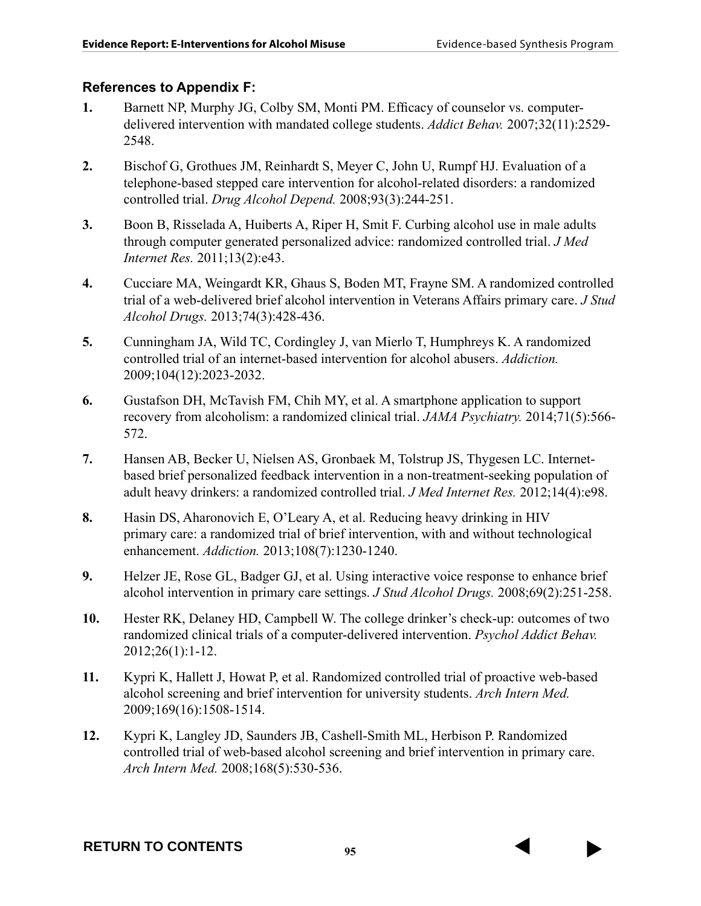### References to Appendix F:

1. Barnett NP, Murphy JG, Colby SM, Monti PM. Efficacy of counselor vs. computer-delivered intervention with mandated college students. *Addict Behav.* 2007;32(11):2529-2548.

2. Bischof G, Grothues JM, Reinhardt S, Meyer C, John U, Rumpf HJ. Evaluation of a telephone-based stepped care intervention for alcohol-related disorders: a randomized controlled trial. *Drug Alcohol Depend.* 2008;93(3):244-251.

3. Boon B, Risselada A, Huiberts A, Riper H, Smit F. Curbing alcohol use in male adults through computer generated personalized advice: randomized controlled trial. *J Med Internet Res.* 2011;13(2):e43.

4. Cucciare MA, Weingardt KR, Ghaus S, Boden MT, Frayne SM. A randomized controlled trial of a web-delivered brief alcohol intervention in Veterans Affairs primary care. *J Stud Alcohol Drugs.* 2013;74(3):428-436.

5. Cunningham JA, Wild TC, Cordingley J, van Mierlo T, Humphreys K. A randomized controlled trial of an internet-based intervention for alcohol abusers. *Addiction.* 2009;104(12):2023-2032.

6. Gustafson DH, McTavish FM, Chih MY, et al. A smartphone application to support recovery from alcoholism: a randomized clinical trial. *JAMA Psychiatry.* 2014;71(5):566-572.

7. Hansen AB, Becker U, Nielsen AS, Gronbaek M, Tolstrup JS, Thygesen LC. Internet-based brief personalized feedback intervention in a non-treatment-seeking population of adult heavy drinkers: a randomized controlled trial. *J Med Internet Res.* 2012;14(4):e98.

8. Hasin DS, Aharonovich E, O'Leary A, et al. Reducing heavy drinking in HIV primary care: a randomized trial of brief intervention, with and without technological enhancement. *Addiction.* 2013;108(7):1230-1240.

9. Helzer JE, Rose GL, Badger GJ, et al. Using interactive voice response to enhance brief alcohol intervention in primary care settings. *J Stud Alcohol Drugs.* 2008;69(2):251-258.

10. Hester RK, Delaney HD, Campbell W. The college drinker's check-up: outcomes of two randomized clinical trials of a computer-delivered intervention. *Psychol Addict Behav.* 2012;26(1):1-12.

11. Kypri K, Hallett J, Howat P, et al. Randomized controlled trial of proactive web-based alcohol screening and brief intervention for university students. *Arch Intern Med.* 2009;169(16):1508-1514.

12. Kypri K, Langley JD, Saunders JB, Cashell-Smith ML, Herbison P. Randomized controlled trial of web-based alcohol screening and brief intervention in primary care. *Arch Intern Med.* 2008;168(5):530-536.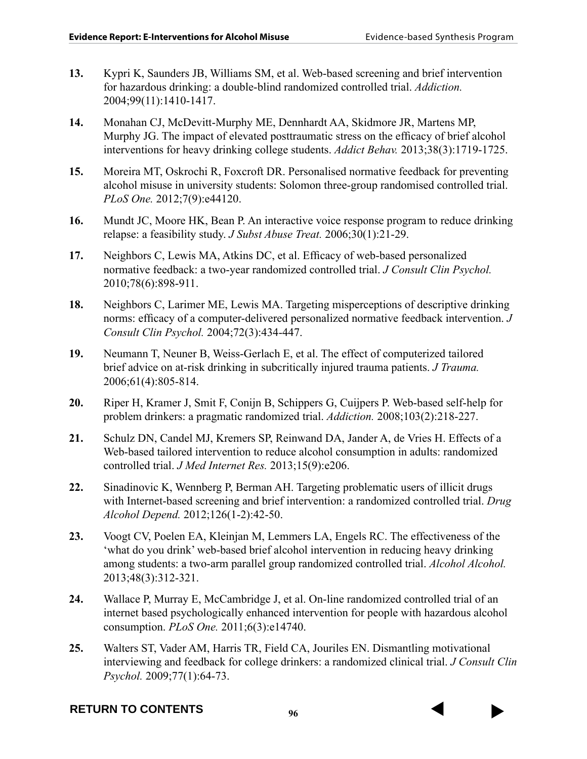**13.** Kypri K, Saunders JB, Williams SM, et al. Web-based screening and brief intervention for hazardous drinking: a double-blind randomized controlled trial. *Addiction.* 2004;99(11):1410-1417.

**14.** Monahan CJ, McDevitt-Murphy ME, Dennhardt AA, Skidmore JR, Martens MP, Murphy JG. The impact of elevated posttraumatic stress on the efficacy of brief alcohol interventions for heavy drinking college students. *Addict Behav.* 2013;38(3):1719-1725.

**15.** Moreira MT, Oskrochi R, Foxcroft DR. Personalised normative feedback for preventing alcohol misuse in university students: Solomon three-group randomised controlled trial. *PLoS One.* 2012;7(9):e44120.

**16.** Mundt JC, Moore HK, Bean P. An interactive voice response program to reduce drinking relapse: a feasibility study. *J Subst Abuse Treat.* 2006;30(1):21-29.

**17.** Neighbors C, Lewis MA, Atkins DC, et al. Efficacy of web-based personalized normative feedback: a two-year randomized controlled trial. *J Consult Clin Psychol.* 2010;78(6):898-911.

**18.** Neighbors C, Larimer ME, Lewis MA. Targeting misperceptions of descriptive drinking norms: efficacy of a computer-delivered personalized normative feedback intervention. *J Consult Clin Psychol.* 2004;72(3):434-447.

**19.** Neumann T, Neuner B, Weiss-Gerlach E, et al. The effect of computerized tailored brief advice on at-risk drinking in subcritically injured trauma patients. *J Trauma.* 2006;61(4):805-814.

**20.** Riper H, Kramer J, Smit F, Conijn B, Schippers G, Cuijpers P. Web-based self-help for problem drinkers: a pragmatic randomized trial. *Addiction.* 2008;103(2):218-227.

**21.** Schulz DN, Candel MJ, Kremers SP, Reinwand DA, Jander A, de Vries H. Effects of a Web-based tailored intervention to reduce alcohol consumption in adults: randomized controlled trial. *J Med Internet Res.* 2013;15(9):e206.

**22.** Sinadinovic K, Wennberg P, Berman AH. Targeting problematic users of illicit drugs with Internet-based screening and brief intervention: a randomized controlled trial. *Drug Alcohol Depend.* 2012;126(1-2):42-50.

**23.** Voogt CV, Poelen EA, Kleinjan M, Lemmers LA, Engels RC. The effectiveness of the 'what do you drink' web-based brief alcohol intervention in reducing heavy drinking among students: a two-arm parallel group randomized controlled trial. *Alcohol Alcohol.* 2013;48(3):312-321.

**24.** Wallace P, Murray E, McCambridge J, et al. On-line randomized controlled trial of an internet based psychologically enhanced intervention for people with hazardous alcohol consumption. *PLoS One.* 2011;6(3):e14740.

**25.** Walters ST, Vader AM, Harris TR, Field CA, Jouriles EN. Dismantling motivational interviewing and feedback for college drinkers: a randomized clinical trial. *J Consult Clin Psychol.* 2009;77(1):64-73.